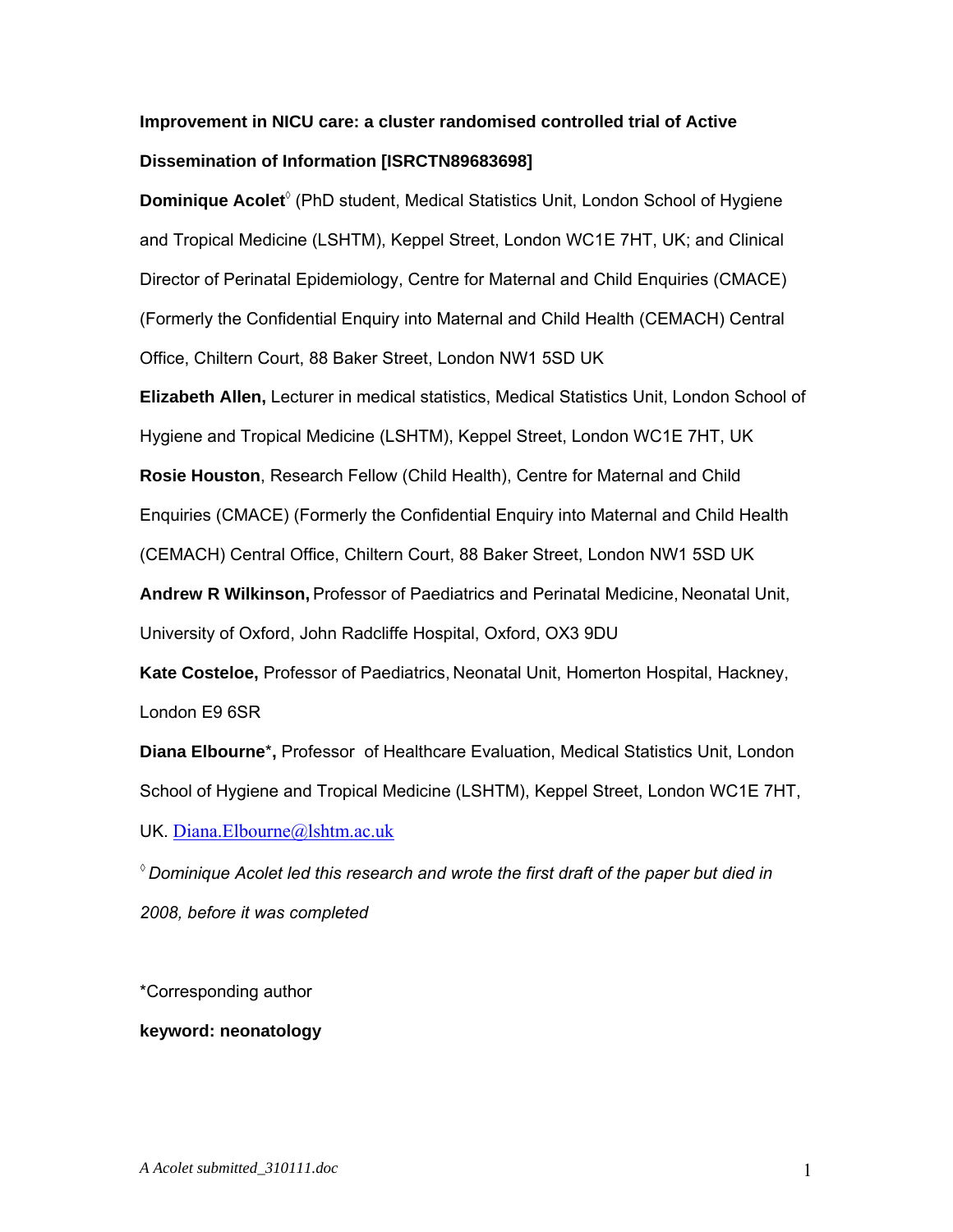**Improvement in NICU care: a cluster randomised controlled trial of Active Dissemination of Information [ISRCTN89683698]**

**Dominique Acolet**[◊] (PhD student, Medical Statistics Unit, London School of Hygiene and Tropical Medicine (LSHTM), Keppel Street, London WC1E 7HT, UK; and Clinical Director of Perinatal Epidemiology, Centre for Maternal and Child Enquiries (CMACE) (Formerly the Confidential Enquiry into Maternal and Child Health (CEMACH) Central Office, Chiltern Court, 88 Baker Street, London NW1 5SD UK

**Elizabeth Allen,** Lecturer in medical statistics, Medical Statistics Unit, London School of Hygiene and Tropical Medicine (LSHTM), Keppel Street, London WC1E 7HT, UK

**Rosie Houston**, Research Fellow (Child Health), Centre for Maternal and Child Enquiries (CMACE) (Formerly the Confidential Enquiry into Maternal and Child Health (CEMACH) Central Office, Chiltern Court, 88 Baker Street, London NW1 5SD UK

**Andrew R Wilkinson,** Professor of Paediatrics and Perinatal Medicine, Neonatal Unit, University of Oxford, John Radcliffe Hospital, Oxford, OX3 9DU

**Kate Costeloe,** Professor of Paediatrics, Neonatal Unit, Homerton Hospital, Hackney, London E9 6SR

**Diana Elbourne**\*, Professor of Healthcare Evaluation, Medical Statistics Unit, London School of Hygiene and Tropical Medicine (LSHTM), Keppel Street, London WC1E 7HT, UK. Diana.Elbourne@lshtm.ac.uk

[◊] *Dominique Acolet led this research and wrote the first draft of the paper but died in 2008, before it was completed*

\*Corresponding author

**keyword: neonatology**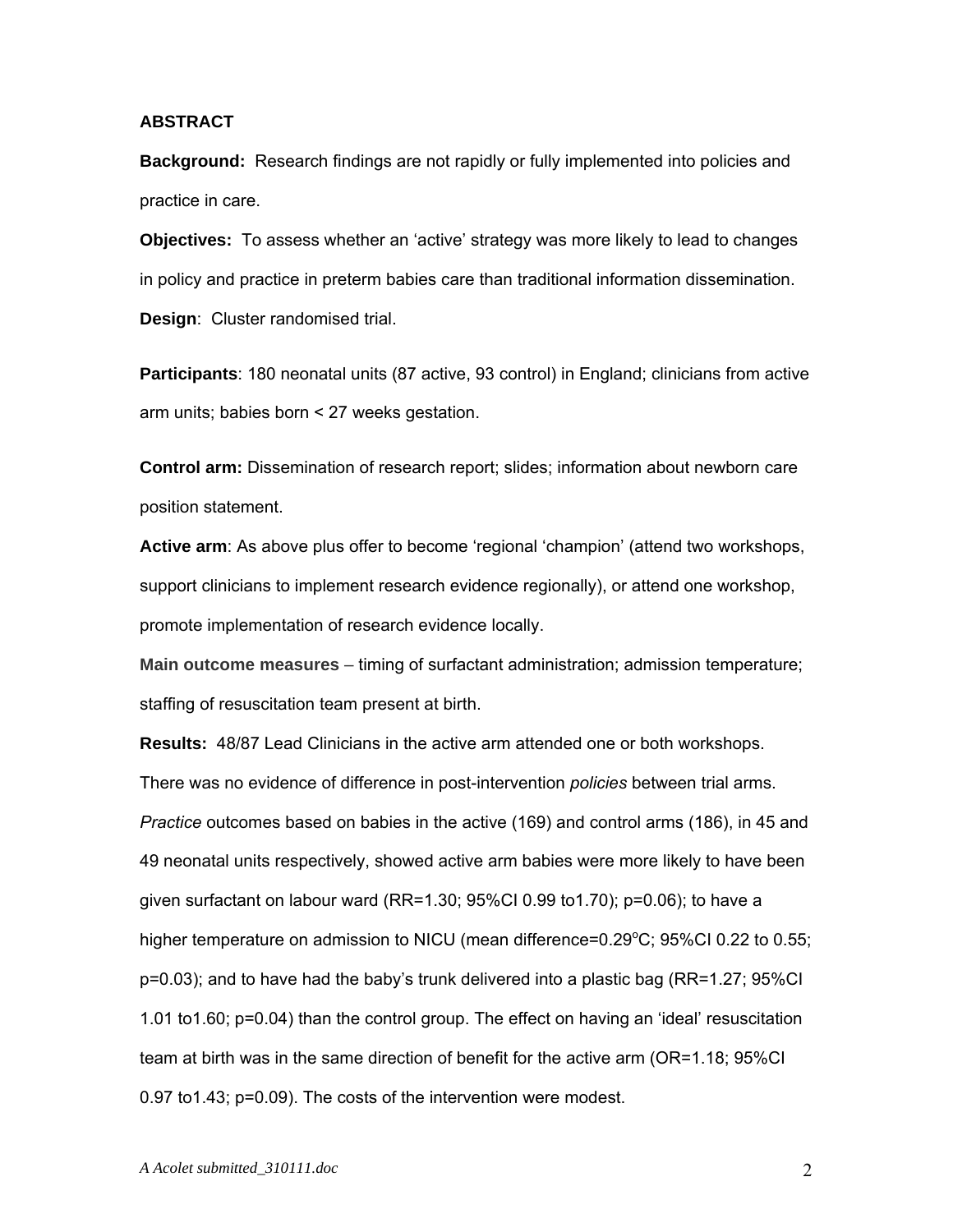## ABSTRACT

**Background:** Research findings are not rapidly or fully implemented into policies and practice in care.

**Objectives:** To assess whether an 'active' strategy was more likely to lead to changes in policy and practice in preterm babies care than traditional information dissemination.

**Design**: Cluster randomised trial.

**Participants**: 180 neonatal units (87 active, 93 control) in England; clinicians from active arm units; babies born < 27 weeks gestation.

**Control arm:** Dissemination of research report; slides; information about newborn care position statement.

**Active arm**: As above plus offer to become 'regional 'champion' (attend two workshops, support clinicians to implement research evidence regionally), or attend one workshop, promote implementation of research evidence locally.

**Main outcome measures** – timing of surfactant administration; admission temperature; staffing of resuscitation team present at birth.

**Results:** 48/87 Lead Clinicians in the active arm attended one or both workshops. There was no evidence of difference in post-intervention *policies* between trial arms. *Practice* outcomes based on babies in the active (169) and control arms (186), in 45 and 49 neonatal units respectively, showed active arm babies were more likely to have been given surfactant on labour ward (RR=1.30; 95%CI 0.99 to1.70); p=0.06); to have a higher temperature on admission to NICU (mean difference=0.29$^{o}$C; 95%CI 0.22 to 0.55; p=0.03); and to have had the baby's trunk delivered into a plastic bag (RR=1.27; 95%CI 1.01 to1.60; p=0.04) than the control group. The effect on having an 'ideal' resuscitation team at birth was in the same direction of benefit for the active arm (OR=1.18; 95%CI 0.97 to1.43; p=0.09). The costs of the intervention were modest.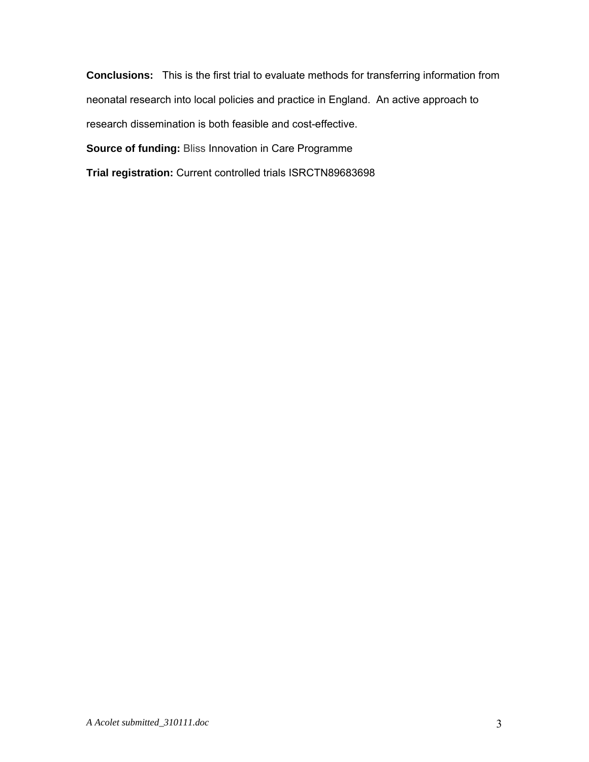**Conclusions:** This is the first trial to evaluate methods for transferring information from neonatal research into local policies and practice in England. An active approach to research dissemination is both feasible and cost-effective.

**Source of funding:** Bliss Innovation in Care Programme

**Trial registration:** Current controlled trials ISRCTN89683698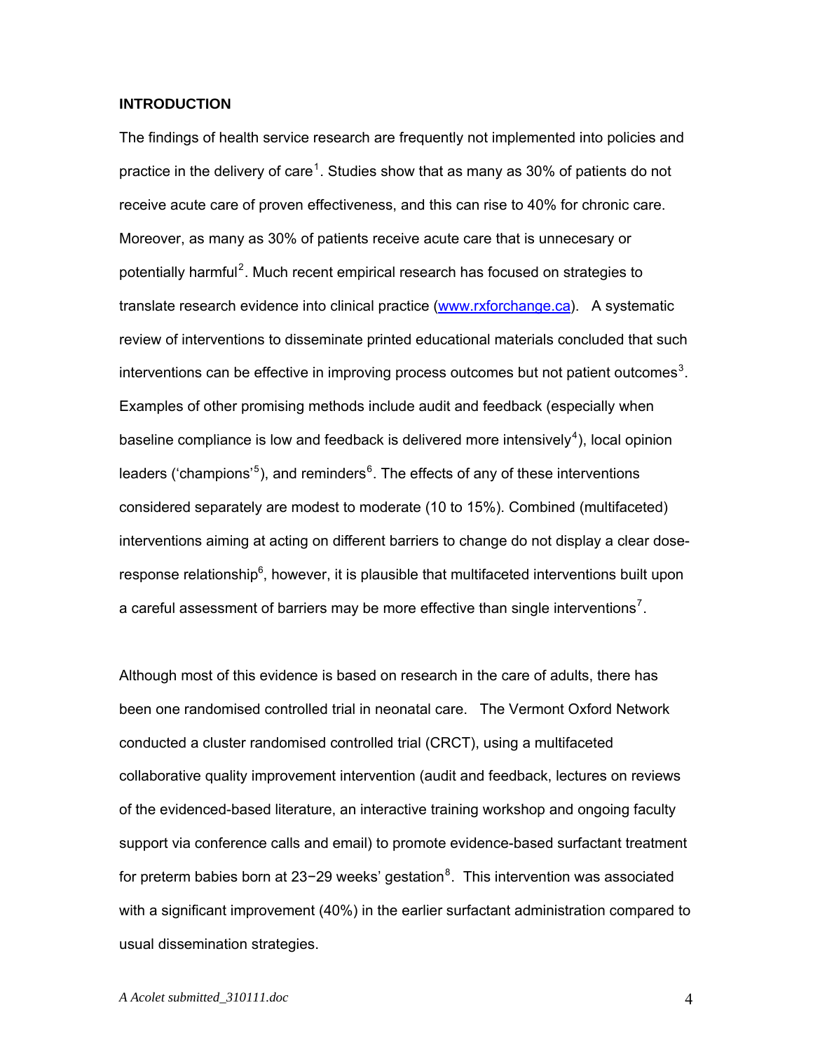## INTRODUCTION

The findings of health service research are frequently not implemented into policies and practice in the delivery of care[1]. Studies show that as many as 30% of patients do not receive acute care of proven effectiveness, and this can rise to 40% for chronic care. Moreover, as many as 30% of patients receive acute care that is unnecesary or potentially harmful[2]. Much recent empirical research has focused on strategies to translate research evidence into clinical practice (www.rxforchange.ca). A systematic review of interventions to disseminate printed educational materials concluded that such interventions can be effective in improving process outcomes but not patient outcomes[3]. Examples of other promising methods include audit and feedback (especially when baseline compliance is low and feedback is delivered more intensively[4]), local opinion leaders ('champions'[5]), and reminders[6]. The effects of any of these interventions considered separately are modest to moderate (10 to 15%). Combined (multifaceted) interventions aiming at acting on different barriers to change do not display a clear dose-response relationship[6], however, it is plausible that multifaceted interventions built upon a careful assessment of barriers may be more effective than single interventions[7].

Although most of this evidence is based on research in the care of adults, there has been one randomised controlled trial in neonatal care. The Vermont Oxford Network conducted a cluster randomised controlled trial (CRCT), using a multifaceted collaborative quality improvement intervention (audit and feedback, lectures on reviews of the evidenced-based literature, an interactive training workshop and ongoing faculty support via conference calls and email) to promote evidence-based surfactant treatment for preterm babies born at 23−29 weeks' gestation[8]. This intervention was associated with a significant improvement (40%) in the earlier surfactant administration compared to usual dissemination strategies.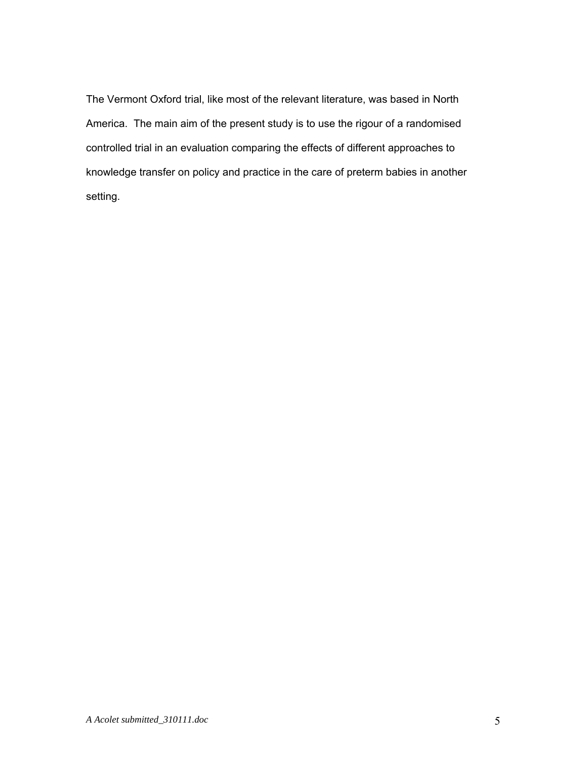The Vermont Oxford trial, like most of the relevant literature, was based in North America. The main aim of the present study is to use the rigour of a randomised controlled trial in an evaluation comparing the effects of different approaches to knowledge transfer on policy and practice in the care of preterm babies in another setting.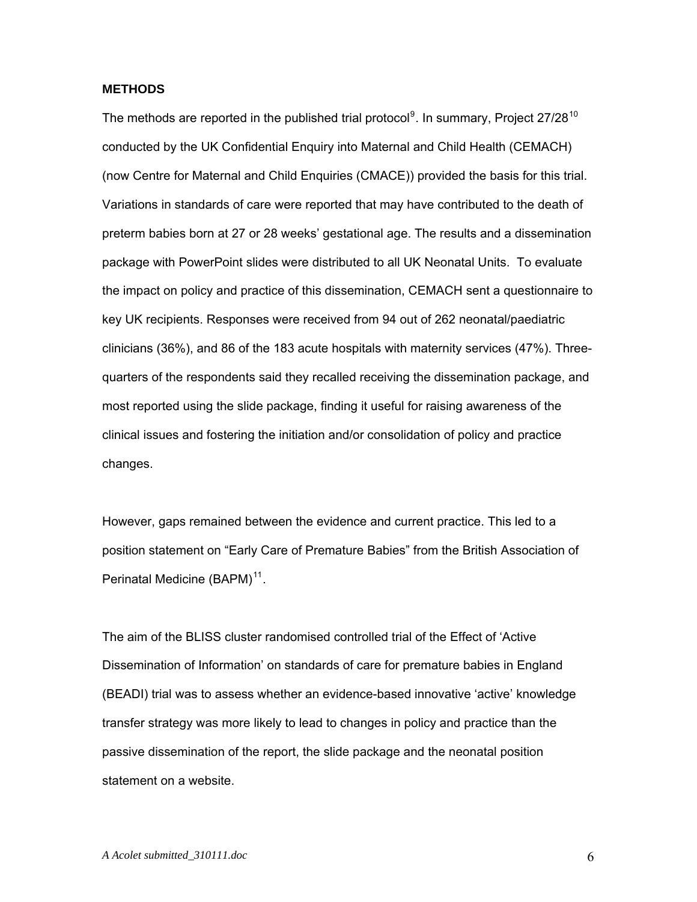## METHODS

The methods are reported in the published trial protocol[9]. In summary, Project 27/28[10] conducted by the UK Confidential Enquiry into Maternal and Child Health (CEMACH) (now Centre for Maternal and Child Enquiries (CMACE)) provided the basis for this trial. Variations in standards of care were reported that may have contributed to the death of preterm babies born at 27 or 28 weeks' gestational age. The results and a dissemination package with PowerPoint slides were distributed to all UK Neonatal Units. To evaluate the impact on policy and practice of this dissemination, CEMACH sent a questionnaire to key UK recipients. Responses were received from 94 out of 262 neonatal/paediatric clinicians (36%), and 86 of the 183 acute hospitals with maternity services (47%). Three-quarters of the respondents said they recalled receiving the dissemination package, and most reported using the slide package, finding it useful for raising awareness of the clinical issues and fostering the initiation and/or consolidation of policy and practice changes.

However, gaps remained between the evidence and current practice. This led to a position statement on "Early Care of Premature Babies" from the British Association of Perinatal Medicine (BAPM)[11].

The aim of the BLISS cluster randomised controlled trial of the Effect of 'Active Dissemination of Information' on standards of care for premature babies in England (BEADI) trial was to assess whether an evidence-based innovative 'active' knowledge transfer strategy was more likely to lead to changes in policy and practice than the passive dissemination of the report, the slide package and the neonatal position statement on a website.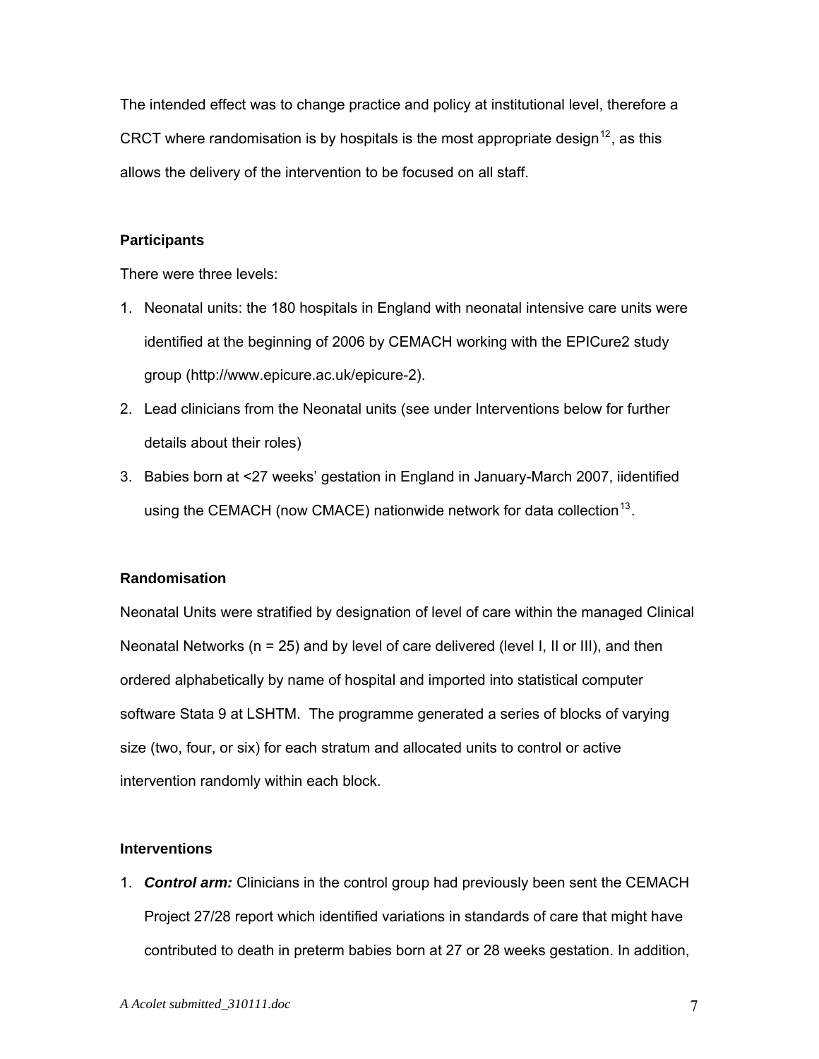The intended effect was to change practice and policy at institutional level, therefore a CRCT where randomisation is by hospitals is the most appropriate design[12], as this allows the delivery of the intervention to be focused on all staff.

**Participants**

There were three levels:

1. Neonatal units: the 180 hospitals in England with neonatal intensive care units were identified at the beginning of 2006 by CEMACH working with the EPICure2 study group (http://www.epicure.ac.uk/epicure-2).
2. Lead clinicians from the Neonatal units (see under Interventions below for further details about their roles)
3. Babies born at <27 weeks' gestation in England in January-March 2007, iidentified using the CEMACH (now CMACE) nationwide network for data collection[13].

**Randomisation**

Neonatal Units were stratified by designation of level of care within the managed Clinical Neonatal Networks (n = 25) and by level of care delivered (level I, II or III), and then ordered alphabetically by name of hospital and imported into statistical computer software Stata 9 at LSHTM. The programme generated a series of blocks of varying size (two, four, or six) for each stratum and allocated units to control or active intervention randomly within each block.

**Interventions**

1. ***Control arm:*** Clinicians in the control group had previously been sent the CEMACH Project 27/28 report which identified variations in standards of care that might have contributed to death in preterm babies born at 27 or 28 weeks gestation. In addition,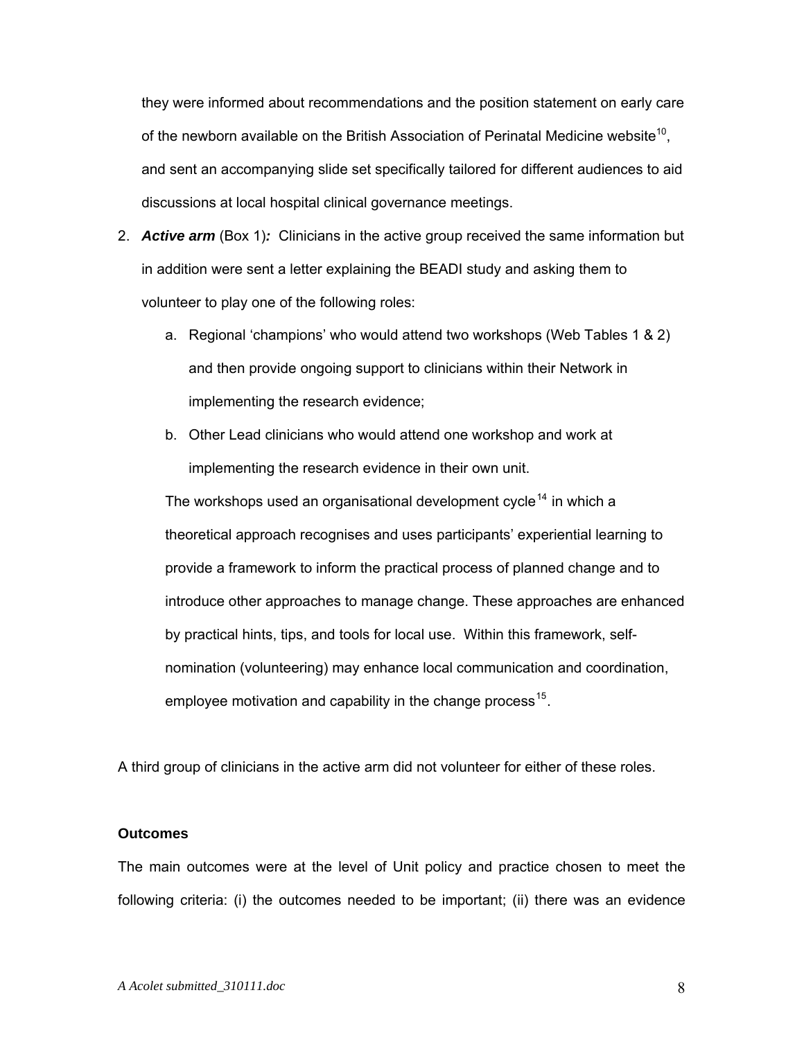they were informed about recommendations and the position statement on early care of the newborn available on the British Association of Perinatal Medicine website[10], and sent an accompanying slide set specifically tailored for different audiences to aid discussions at local hospital clinical governance meetings.

2. ***Active arm*** (Box 1)***:*** Clinicians in the active group received the same information but in addition were sent a letter explaining the BEADI study and asking them to volunteer to play one of the following roles:

    a. Regional 'champions' who would attend two workshops (Web Tables 1 & 2) and then provide ongoing support to clinicians within their Network in implementing the research evidence;

    b. Other Lead clinicians who would attend one workshop and work at implementing the research evidence in their own unit.

    The workshops used an organisational development cycle[14] in which a theoretical approach recognises and uses participants' experiential learning to provide a framework to inform the practical process of planned change and to introduce other approaches to manage change. These approaches are enhanced by practical hints, tips, and tools for local use. Within this framework, self-nomination (volunteering) may enhance local communication and coordination, employee motivation and capability in the change process[15].

A third group of clinicians in the active arm did not volunteer for either of these roles.

**Outcomes**

The main outcomes were at the level of Unit policy and practice chosen to meet the following criteria: (i) the outcomes needed to be important; (ii) there was an evidence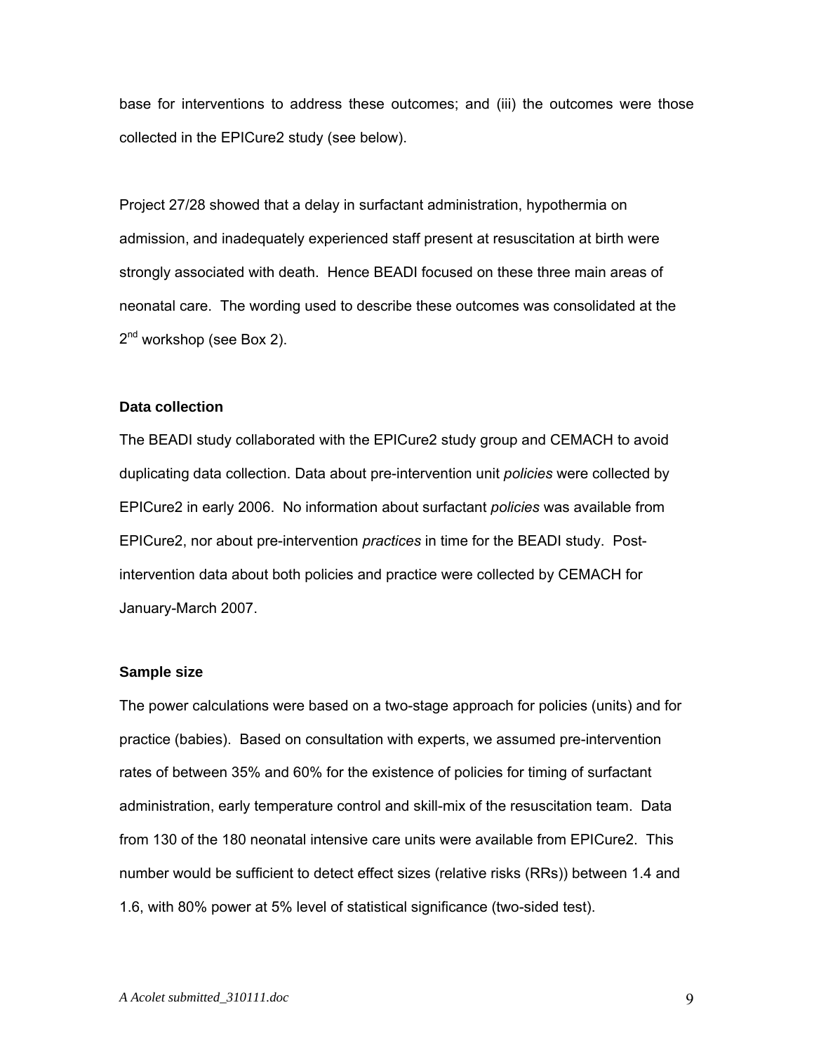base for interventions to address these outcomes; and (iii) the outcomes were those collected in the EPICure2 study (see below).

Project 27/28 showed that a delay in surfactant administration, hypothermia on admission, and inadequately experienced staff present at resuscitation at birth were strongly associated with death. Hence BEADI focused on these three main areas of neonatal care. The wording used to describe these outcomes was consolidated at the 2nd workshop (see Box 2).

### Data collection

The BEADI study collaborated with the EPICure2 study group and CEMACH to avoid duplicating data collection. Data about pre-intervention unit *policies* were collected by EPICure2 in early 2006. No information about surfactant *policies* was available from EPICure2, nor about pre-intervention *practices* in time for the BEADI study. Post-intervention data about both policies and practice were collected by CEMACH for January-March 2007.

### Sample size

The power calculations were based on a two-stage approach for policies (units) and for practice (babies). Based on consultation with experts, we assumed pre-intervention rates of between 35% and 60% for the existence of policies for timing of surfactant administration, early temperature control and skill-mix of the resuscitation team. Data from 130 of the 180 neonatal intensive care units were available from EPICure2. This number would be sufficient to detect effect sizes (relative risks (RRs)) between 1.4 and 1.6, with 80% power at 5% level of statistical significance (two-sided test).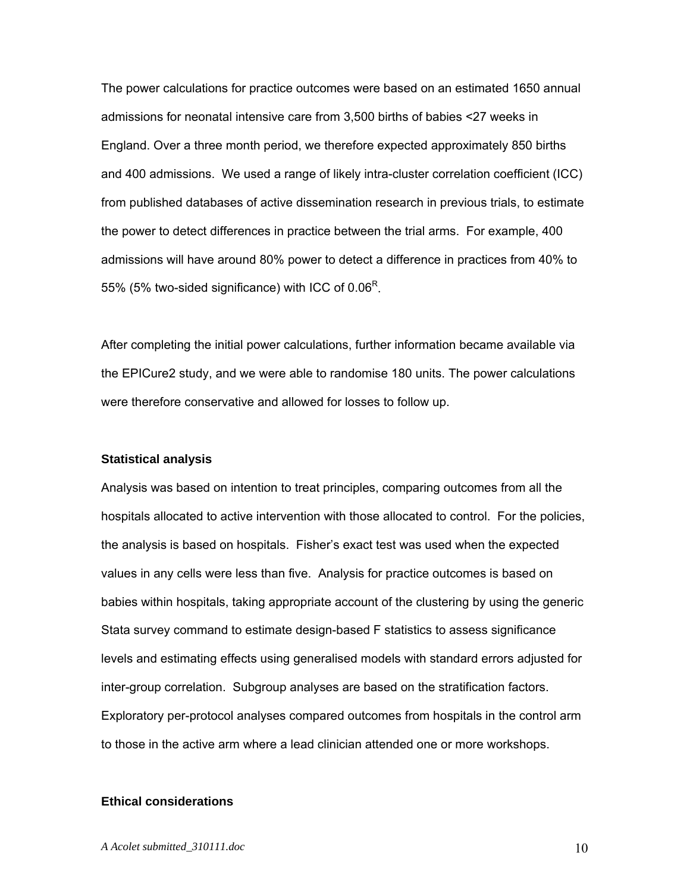The power calculations for practice outcomes were based on an estimated 1650 annual admissions for neonatal intensive care from 3,500 births of babies <27 weeks in England. Over a three month period, we therefore expected approximately 850 births and 400 admissions. We used a range of likely intra-cluster correlation coefficient (ICC) from published databases of active dissemination research in previous trials, to estimate the power to detect differences in practice between the trial arms. For example, 400 admissions will have around 80% power to detect a difference in practices from 40% to 55% (5% two-sided significance) with ICC of 0.06[R].

After completing the initial power calculations, further information became available via the EPICure2 study, and we were able to randomise 180 units. The power calculations were therefore conservative and allowed for losses to follow up.

**Statistical analysis**

Analysis was based on intention to treat principles, comparing outcomes from all the hospitals allocated to active intervention with those allocated to control. For the policies, the analysis is based on hospitals. Fisher's exact test was used when the expected values in any cells were less than five. Analysis for practice outcomes is based on babies within hospitals, taking appropriate account of the clustering by using the generic Stata survey command to estimate design-based F statistics to assess significance levels and estimating effects using generalised models with standard errors adjusted for inter-group correlation. Subgroup analyses are based on the stratification factors. Exploratory per-protocol analyses compared outcomes from hospitals in the control arm to those in the active arm where a lead clinician attended one or more workshops.

**Ethical considerations**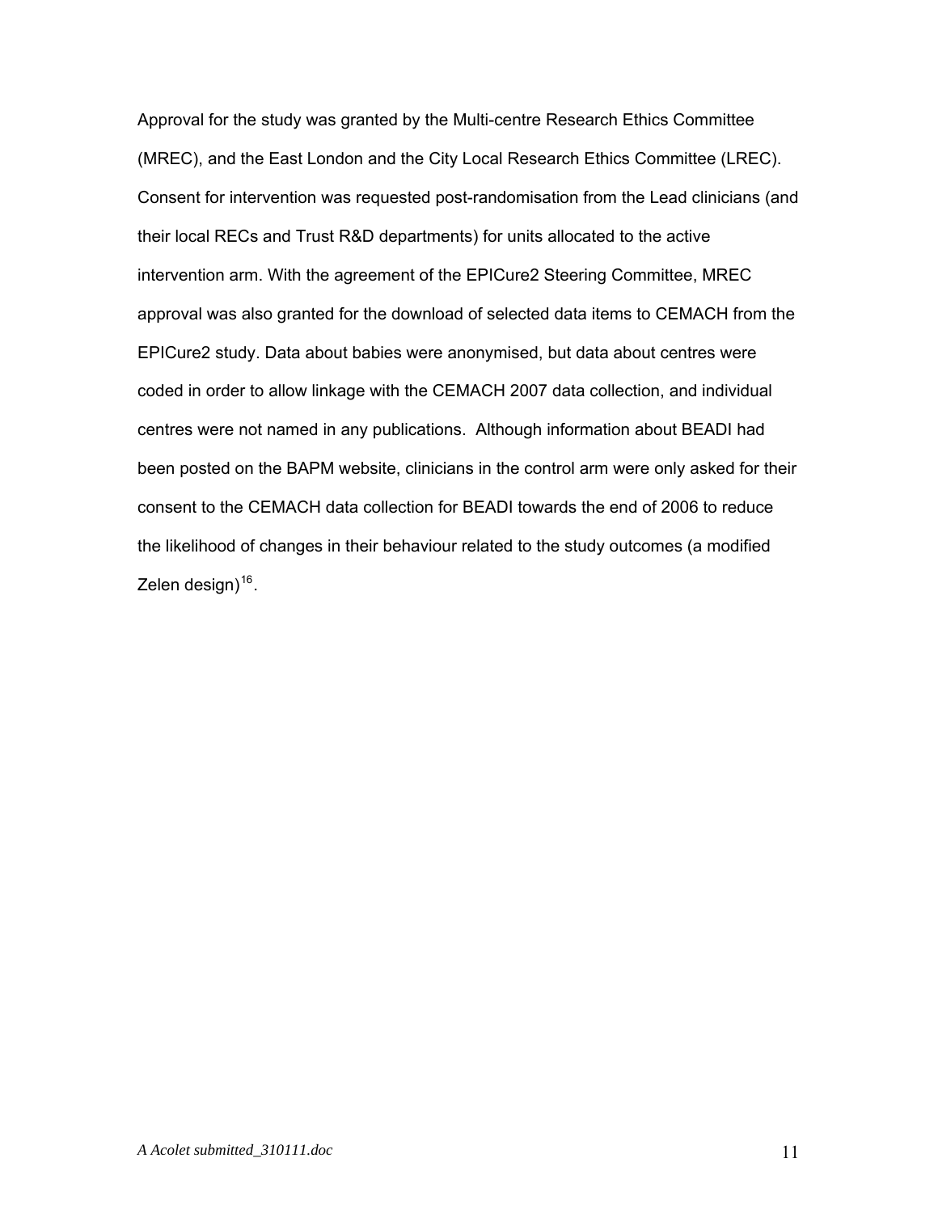Approval for the study was granted by the Multi-centre Research Ethics Committee (MREC), and the East London and the City Local Research Ethics Committee (LREC). Consent for intervention was requested post-randomisation from the Lead clinicians (and their local RECs and Trust R&D departments) for units allocated to the active intervention arm. With the agreement of the EPICure2 Steering Committee, MREC approval was also granted for the download of selected data items to CEMACH from the EPICure2 study. Data about babies were anonymised, but data about centres were coded in order to allow linkage with the CEMACH 2007 data collection, and individual centres were not named in any publications. Although information about BEADI had been posted on the BAPM website, clinicians in the control arm were only asked for their consent to the CEMACH data collection for BEADI towards the end of 2006 to reduce the likelihood of changes in their behaviour related to the study outcomes (a modified Zelen design)[16].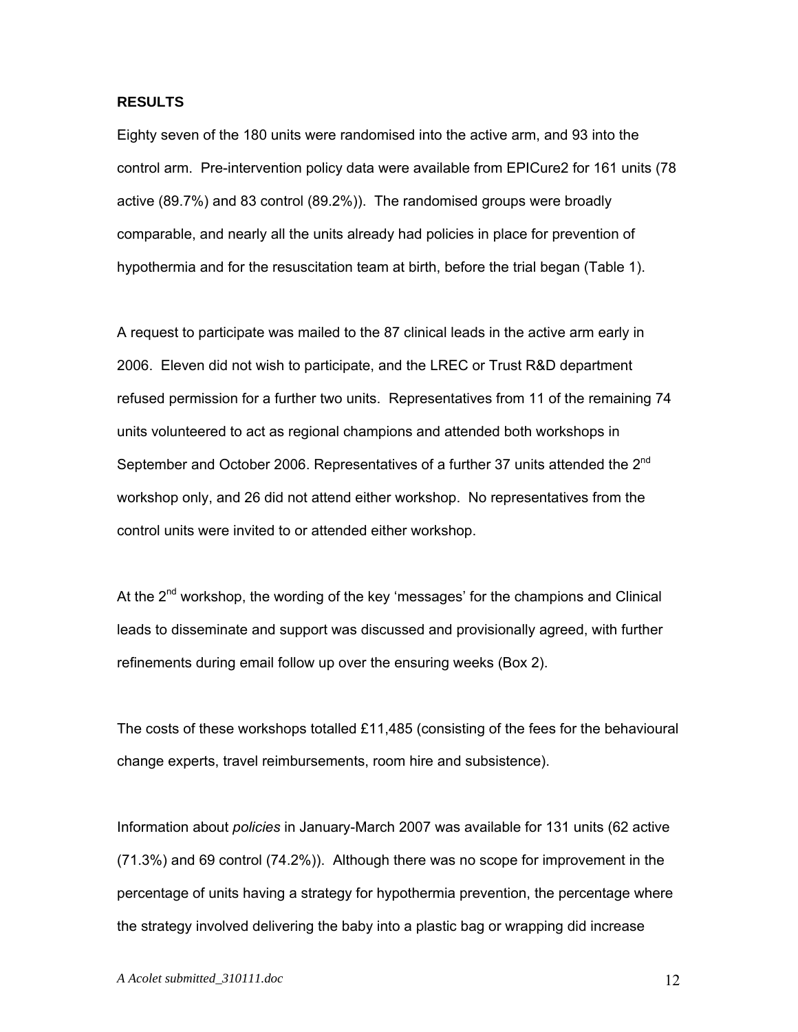**RESULTS**

Eighty seven of the 180 units were randomised into the active arm, and 93 into the control arm. Pre-intervention policy data were available from EPICure2 for 161 units (78 active (89.7%) and 83 control (89.2%)). The randomised groups were broadly comparable, and nearly all the units already had policies in place for prevention of hypothermia and for the resuscitation team at birth, before the trial began (Table 1).

A request to participate was mailed to the 87 clinical leads in the active arm early in 2006. Eleven did not wish to participate, and the LREC or Trust R&D department refused permission for a further two units. Representatives from 11 of the remaining 74 units volunteered to act as regional champions and attended both workshops in September and October 2006. Representatives of a further 37 units attended the 2nd workshop only, and 26 did not attend either workshop. No representatives from the control units were invited to or attended either workshop.

At the 2nd workshop, the wording of the key 'messages' for the champions and Clinical leads to disseminate and support was discussed and provisionally agreed, with further refinements during email follow up over the ensuring weeks (Box 2).

The costs of these workshops totalled £11,485 (consisting of the fees for the behavioural change experts, travel reimbursements, room hire and subsistence).

Information about *policies* in January-March 2007 was available for 131 units (62 active (71.3%) and 69 control (74.2%)). Although there was no scope for improvement in the percentage of units having a strategy for hypothermia prevention, the percentage where the strategy involved delivering the baby into a plastic bag or wrapping did increase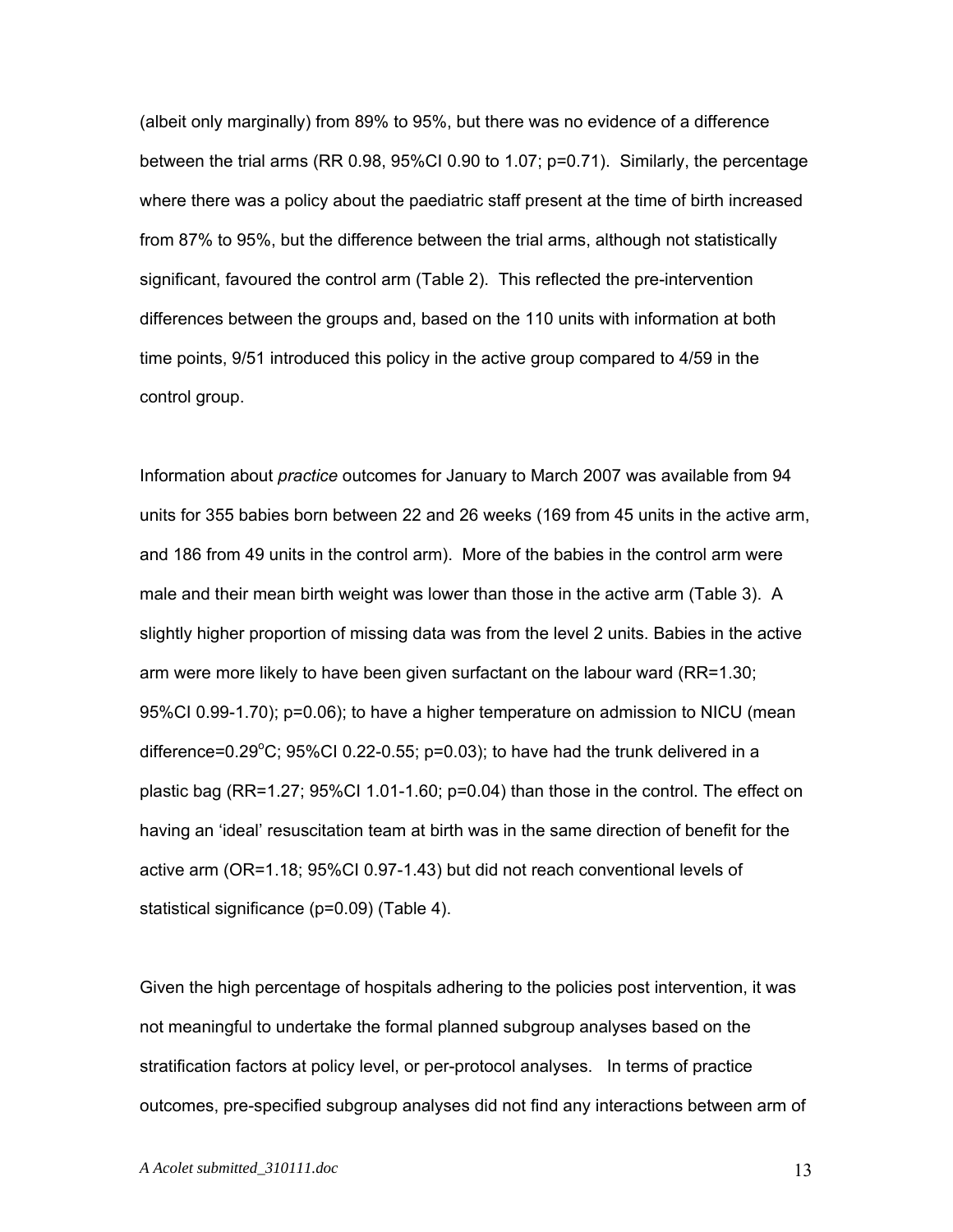(albeit only marginally) from 89% to 95%, but there was no evidence of a difference between the trial arms (RR 0.98, 95%CI 0.90 to 1.07; p=0.71). Similarly, the percentage where there was a policy about the paediatric staff present at the time of birth increased from 87% to 95%, but the difference between the trial arms, although not statistically significant, favoured the control arm (Table 2). This reflected the pre-intervention differences between the groups and, based on the 110 units with information at both time points, 9/51 introduced this policy in the active group compared to 4/59 in the control group.

Information about *practice* outcomes for January to March 2007 was available from 94 units for 355 babies born between 22 and 26 weeks (169 from 45 units in the active arm, and 186 from 49 units in the control arm). More of the babies in the control arm were male and their mean birth weight was lower than those in the active arm (Table 3). A slightly higher proportion of missing data was from the level 2 units. Babies in the active arm were more likely to have been given surfactant on the labour ward (RR=1.30; 95%CI 0.99-1.70); p=0.06); to have a higher temperature on admission to NICU (mean difference=0.29°C; 95%CI 0.22-0.55; p=0.03); to have had the trunk delivered in a plastic bag (RR=1.27; 95%CI 1.01-1.60; p=0.04) than those in the control. The effect on having an 'ideal' resuscitation team at birth was in the same direction of benefit for the active arm (OR=1.18; 95%CI 0.97-1.43) but did not reach conventional levels of statistical significance (p=0.09) (Table 4).

Given the high percentage of hospitals adhering to the policies post intervention, it was not meaningful to undertake the formal planned subgroup analyses based on the stratification factors at policy level, or per-protocol analyses. In terms of practice outcomes, pre-specified subgroup analyses did not find any interactions between arm of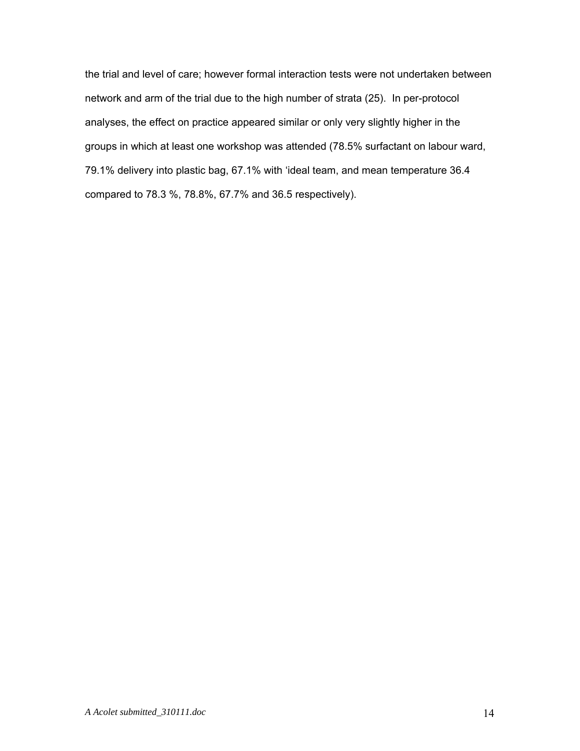the trial and level of care; however formal interaction tests were not undertaken between network and arm of the trial due to the high number of strata (25). In per-protocol analyses, the effect on practice appeared similar or only very slightly higher in the groups in which at least one workshop was attended (78.5% surfactant on labour ward, 79.1% delivery into plastic bag, 67.1% with 'ideal team, and mean temperature 36.4 compared to 78.3 %, 78.8%, 67.7% and 36.5 respectively).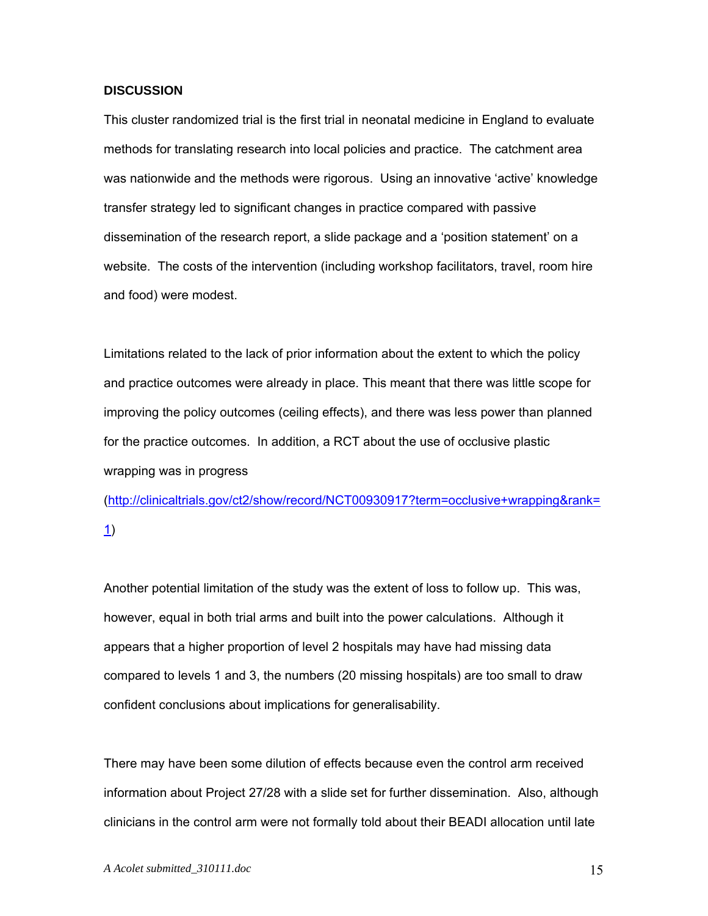## DISCUSSION

This cluster randomized trial is the first trial in neonatal medicine in England to evaluate methods for translating research into local policies and practice. The catchment area was nationwide and the methods were rigorous. Using an innovative 'active' knowledge transfer strategy led to significant changes in practice compared with passive dissemination of the research report, a slide package and a 'position statement' on a website. The costs of the intervention (including workshop facilitators, travel, room hire and food) were modest.

Limitations related to the lack of prior information about the extent to which the policy and practice outcomes were already in place. This meant that there was little scope for improving the policy outcomes (ceiling effects), and there was less power than planned for the practice outcomes. In addition, a RCT about the use of occlusive plastic wrapping was in progress (http://clinicaltrials.gov/ct2/show/record/NCT00930917?term=occlusive+wrapping&rank=1)

Another potential limitation of the study was the extent of loss to follow up. This was, however, equal in both trial arms and built into the power calculations. Although it appears that a higher proportion of level 2 hospitals may have had missing data compared to levels 1 and 3, the numbers (20 missing hospitals) are too small to draw confident conclusions about implications for generalisability.

There may have been some dilution of effects because even the control arm received information about Project 27/28 with a slide set for further dissemination. Also, although clinicians in the control arm were not formally told about their BEADI allocation until late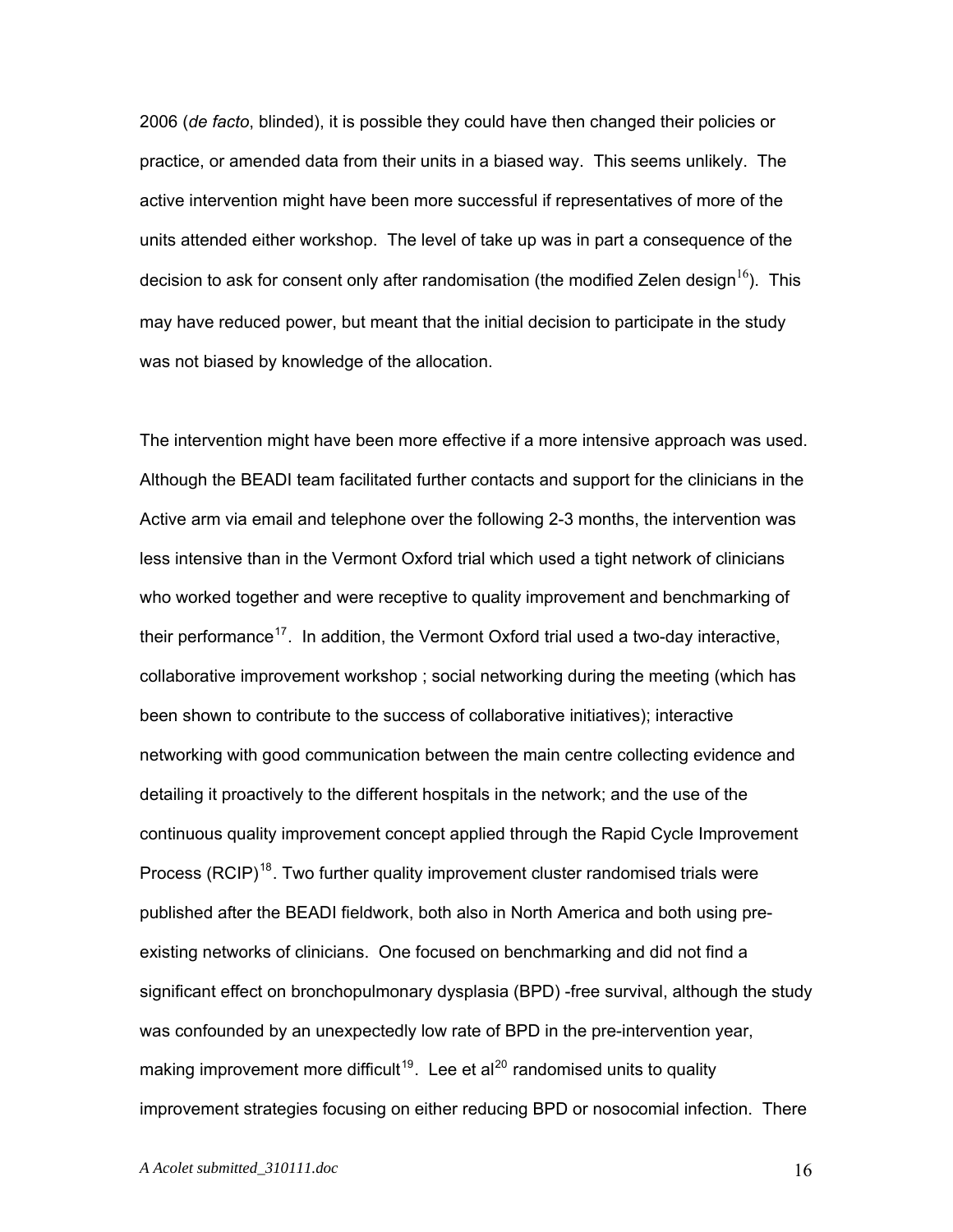2006 (*de facto*, blinded), it is possible they could have then changed their policies or practice, or amended data from their units in a biased way. This seems unlikely. The active intervention might have been more successful if representatives of more of the units attended either workshop. The level of take up was in part a consequence of the decision to ask for consent only after randomisation (the modified Zelen design[16]). This may have reduced power, but meant that the initial decision to participate in the study was not biased by knowledge of the allocation.

The intervention might have been more effective if a more intensive approach was used. Although the BEADI team facilitated further contacts and support for the clinicians in the Active arm via email and telephone over the following 2-3 months, the intervention was less intensive than in the Vermont Oxford trial which used a tight network of clinicians who worked together and were receptive to quality improvement and benchmarking of their performance[17]. In addition, the Vermont Oxford trial used a two-day interactive, collaborative improvement workshop ; social networking during the meeting (which has been shown to contribute to the success of collaborative initiatives); interactive networking with good communication between the main centre collecting evidence and detailing it proactively to the different hospitals in the network; and the use of the continuous quality improvement concept applied through the Rapid Cycle Improvement Process (RCIP)[18]. Two further quality improvement cluster randomised trials were published after the BEADI fieldwork, both also in North America and both using pre-existing networks of clinicians. One focused on benchmarking and did not find a significant effect on bronchopulmonary dysplasia (BPD) -free survival, although the study was confounded by an unexpectedly low rate of BPD in the pre-intervention year, making improvement more difficult[19]. Lee et al[20] randomised units to quality improvement strategies focusing on either reducing BPD or nosocomial infection. There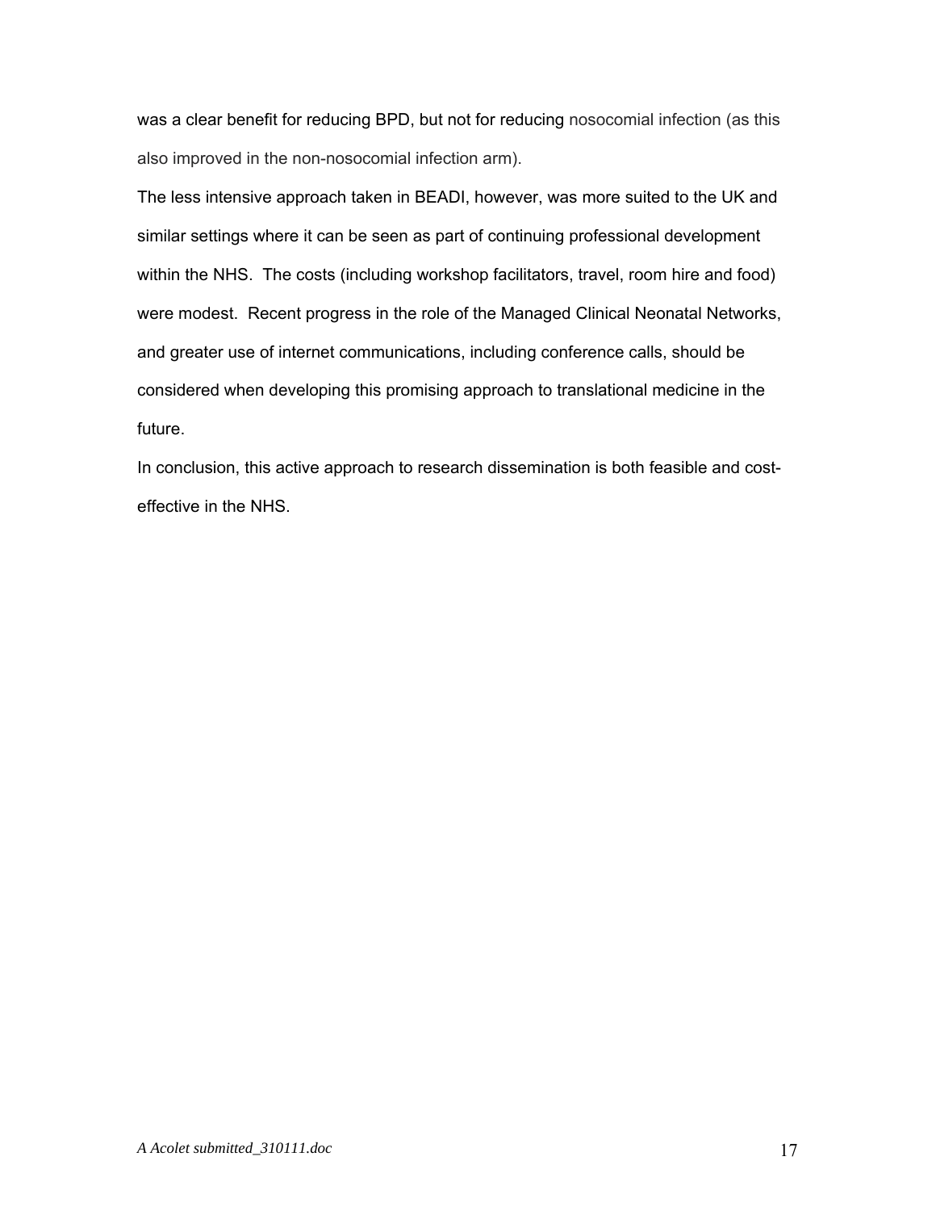was a clear benefit for reducing BPD, but not for reducing nosocomial infection (as this also improved in the non-nosocomial infection arm).

The less intensive approach taken in BEADI, however, was more suited to the UK and similar settings where it can be seen as part of continuing professional development within the NHS. The costs (including workshop facilitators, travel, room hire and food) were modest. Recent progress in the role of the Managed Clinical Neonatal Networks, and greater use of internet communications, including conference calls, should be considered when developing this promising approach to translational medicine in the future.

In conclusion, this active approach to research dissemination is both feasible and cost-effective in the NHS.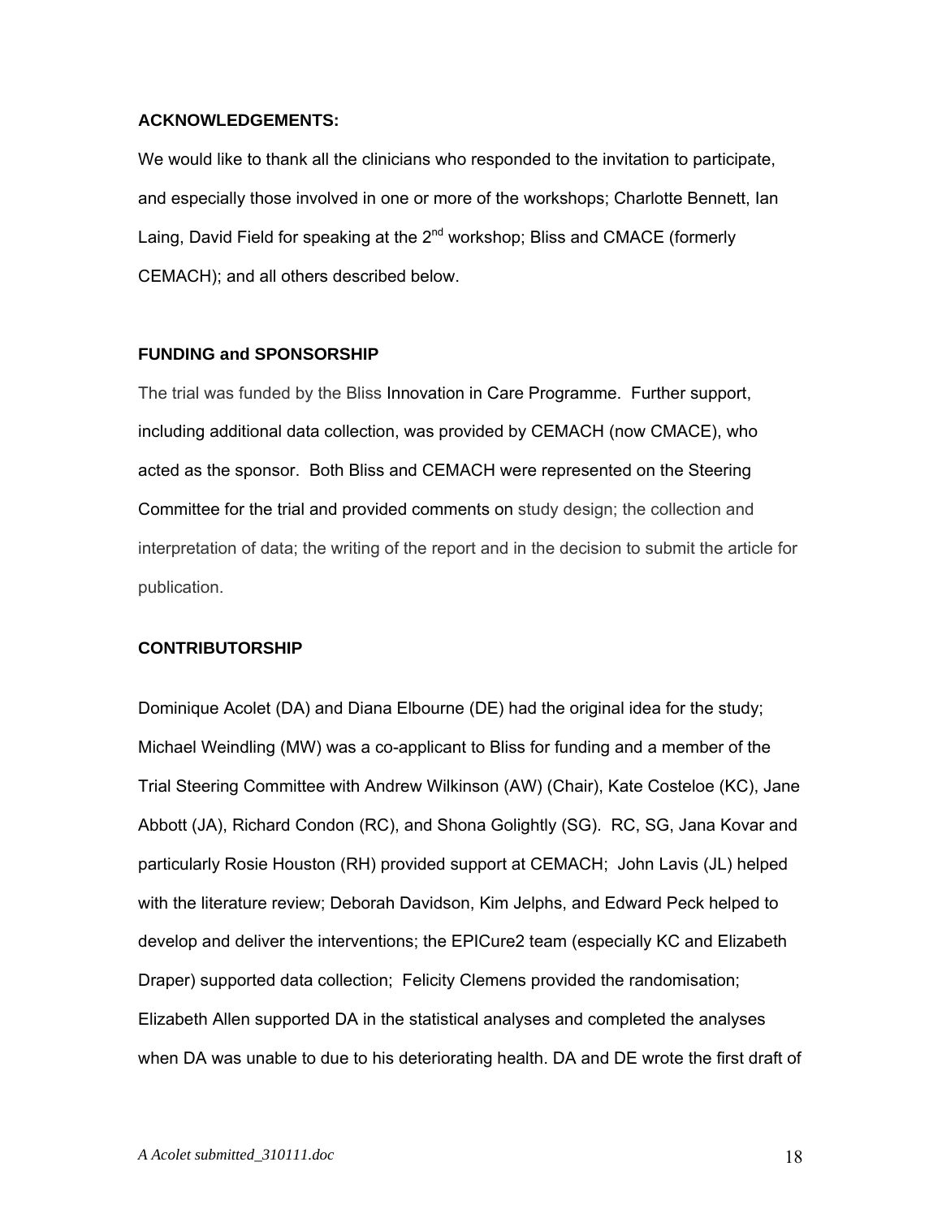**ACKNOWLEDGEMENTS:**

We would like to thank all the clinicians who responded to the invitation to participate, and especially those involved in one or more of the workshops; Charlotte Bennett, Ian Laing, David Field for speaking at the 2nd workshop; Bliss and CMACE (formerly CEMACH); and all others described below.

**FUNDING and SPONSORSHIP**

The trial was funded by the Bliss Innovation in Care Programme. Further support, including additional data collection, was provided by CEMACH (now CMACE), who acted as the sponsor. Both Bliss and CEMACH were represented on the Steering Committee for the trial and provided comments on study design; the collection and interpretation of data; the writing of the report and in the decision to submit the article for publication.

**CONTRIBUTORSHIP**

Dominique Acolet (DA) and Diana Elbourne (DE) had the original idea for the study; Michael Weindling (MW) was a co-applicant to Bliss for funding and a member of the Trial Steering Committee with Andrew Wilkinson (AW) (Chair), Kate Costeloe (KC), Jane Abbott (JA), Richard Condon (RC), and Shona Golightly (SG). RC, SG, Jana Kovar and particularly Rosie Houston (RH) provided support at CEMACH; John Lavis (JL) helped with the literature review; Deborah Davidson, Kim Jelphs, and Edward Peck helped to develop and deliver the interventions; the EPICure2 team (especially KC and Elizabeth Draper) supported data collection; Felicity Clemens provided the randomisation; Elizabeth Allen supported DA in the statistical analyses and completed the analyses when DA was unable to due to his deteriorating health. DA and DE wrote the first draft of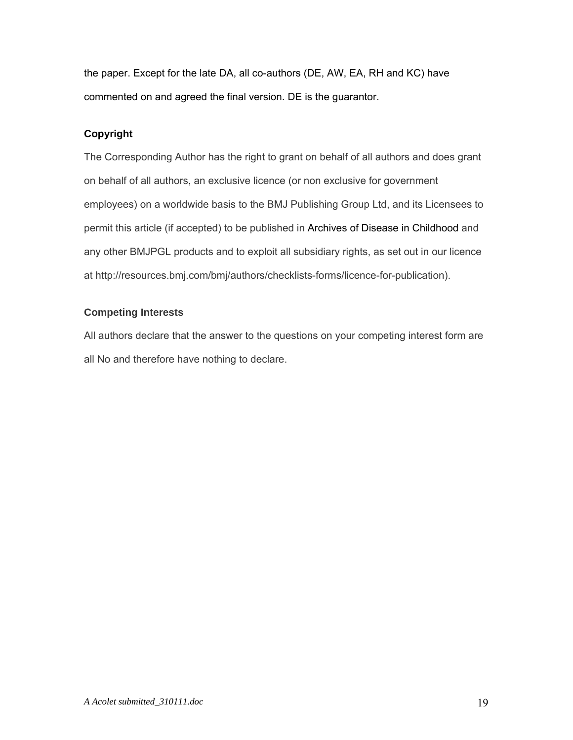the paper. Except for the late DA, all co-authors (DE, AW, EA, RH and KC) have commented on and agreed the final version. DE is the guarantor.

**Copyright**

The Corresponding Author has the right to grant on behalf of all authors and does grant on behalf of all authors, an exclusive licence (or non exclusive for government employees) on a worldwide basis to the BMJ Publishing Group Ltd, and its Licensees to permit this article (if accepted) to be published in Archives of Disease in Childhood and any other BMJPGL products and to exploit all subsidiary rights, as set out in our licence at http://resources.bmj.com/bmj/authors/checklists-forms/licence-for-publication).

**Competing Interests**

All authors declare that the answer to the questions on your competing interest form are all No and therefore have nothing to declare.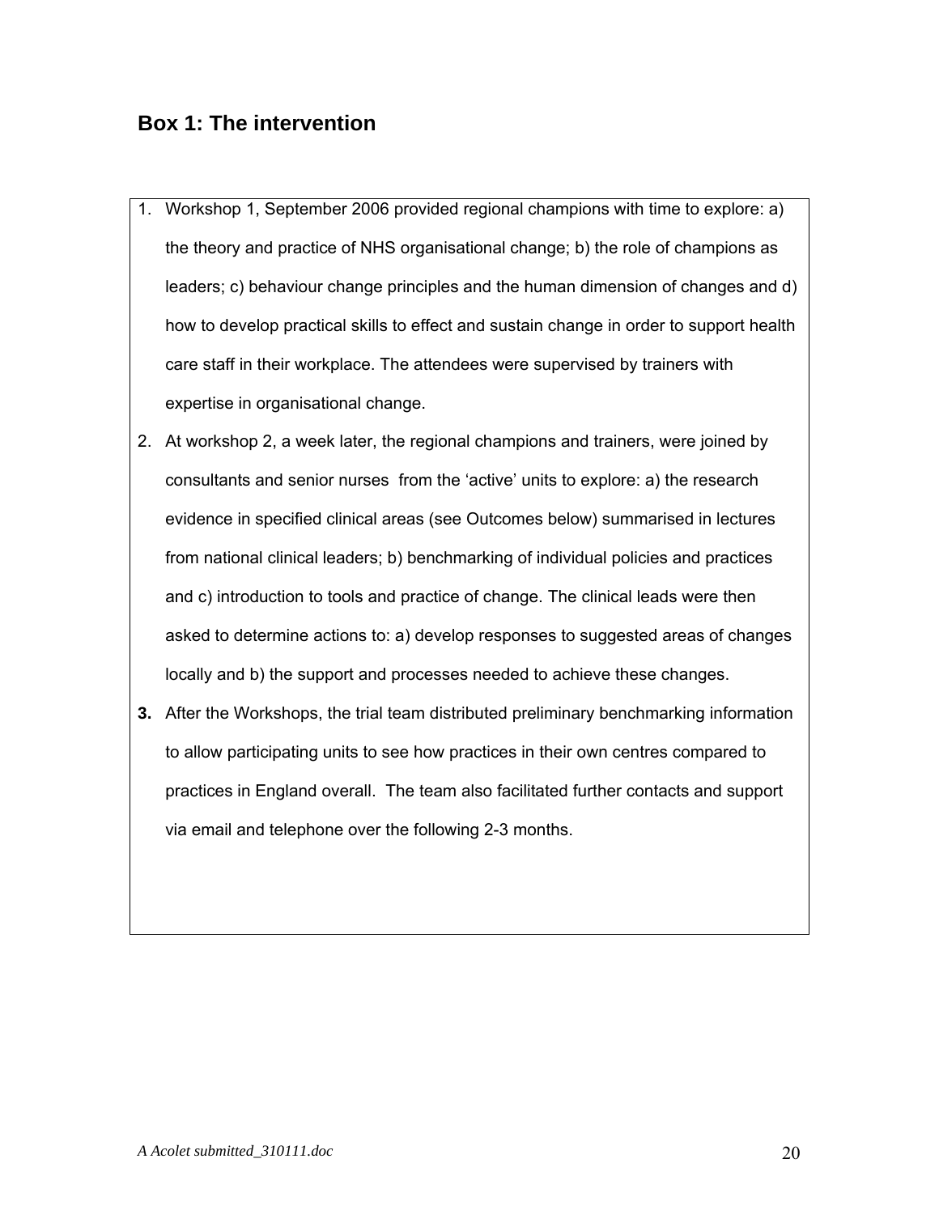## Box 1: The intervention

1. Workshop 1, September 2006 provided regional champions with time to explore: a) the theory and practice of NHS organisational change; b) the role of champions as leaders; c) behaviour change principles and the human dimension of changes and d) how to develop practical skills to effect and sustain change in order to support health care staff in their workplace. The attendees were supervised by trainers with expertise in organisational change.
2. At workshop 2, a week later, the regional champions and trainers, were joined by consultants and senior nurses from the 'active' units to explore: a) the research evidence in specified clinical areas (see Outcomes below) summarised in lectures from national clinical leaders; b) benchmarking of individual policies and practices and c) introduction to tools and practice of change. The clinical leads were then asked to determine actions to: a) develop responses to suggested areas of changes locally and b) the support and processes needed to achieve these changes.
3. After the Workshops, the trial team distributed preliminary benchmarking information to allow participating units to see how practices in their own centres compared to practices in England overall. The team also facilitated further contacts and support via email and telephone over the following 2-3 months.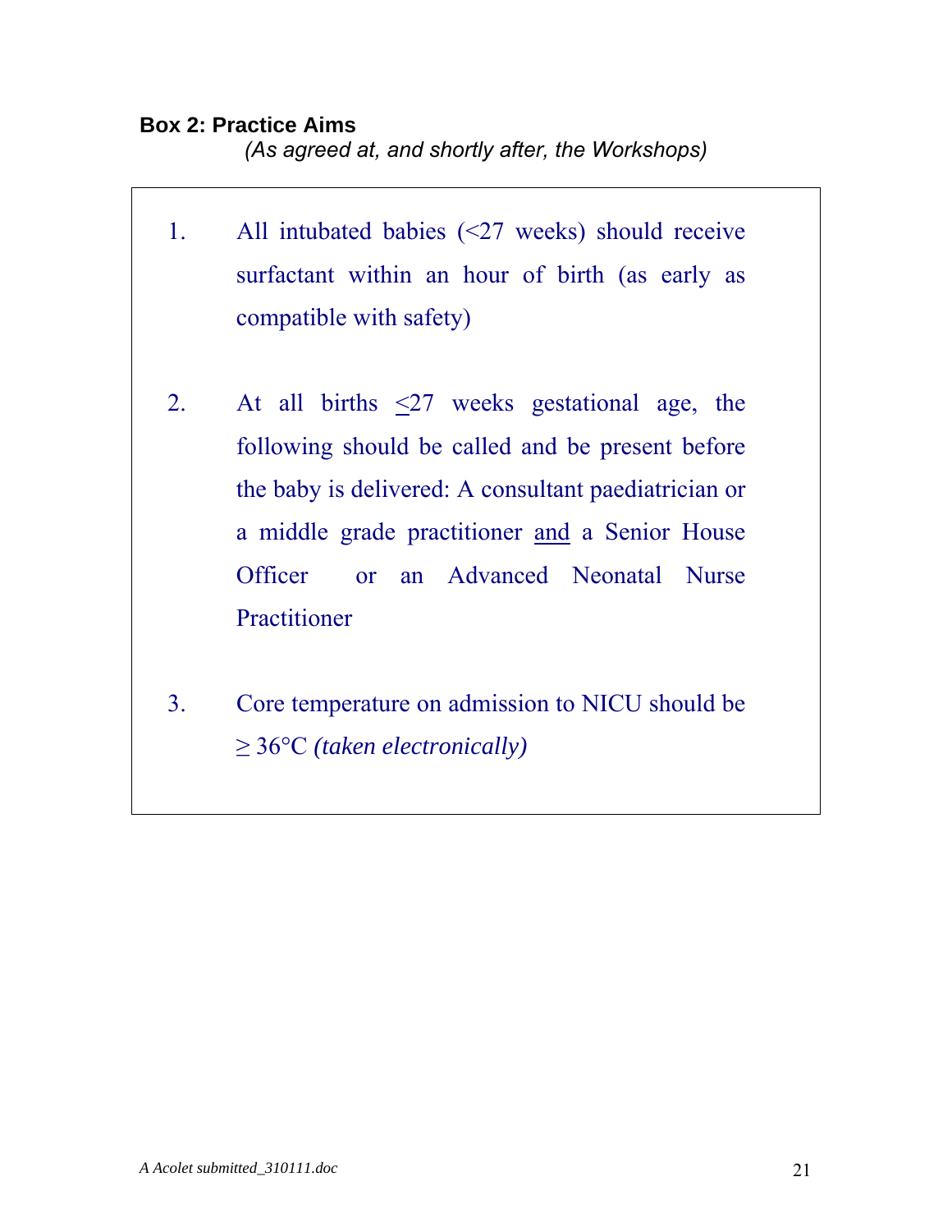**Box 2: Practice Aims**

*(As agreed at, and shortly after, the Workshops)*

1. All intubated babies (<27 weeks) should receive surfactant within an hour of birth (as early as compatible with safety)

2. At all births ≤27 weeks gestational age, the following should be called and be present before the baby is delivered: A consultant paediatrician or a middle grade practitioner <u>and</u> a Senior House Officer or an Advanced Neonatal Nurse Practitioner

3. Core temperature on admission to NICU should be ≥ 36°C *(taken electronically)*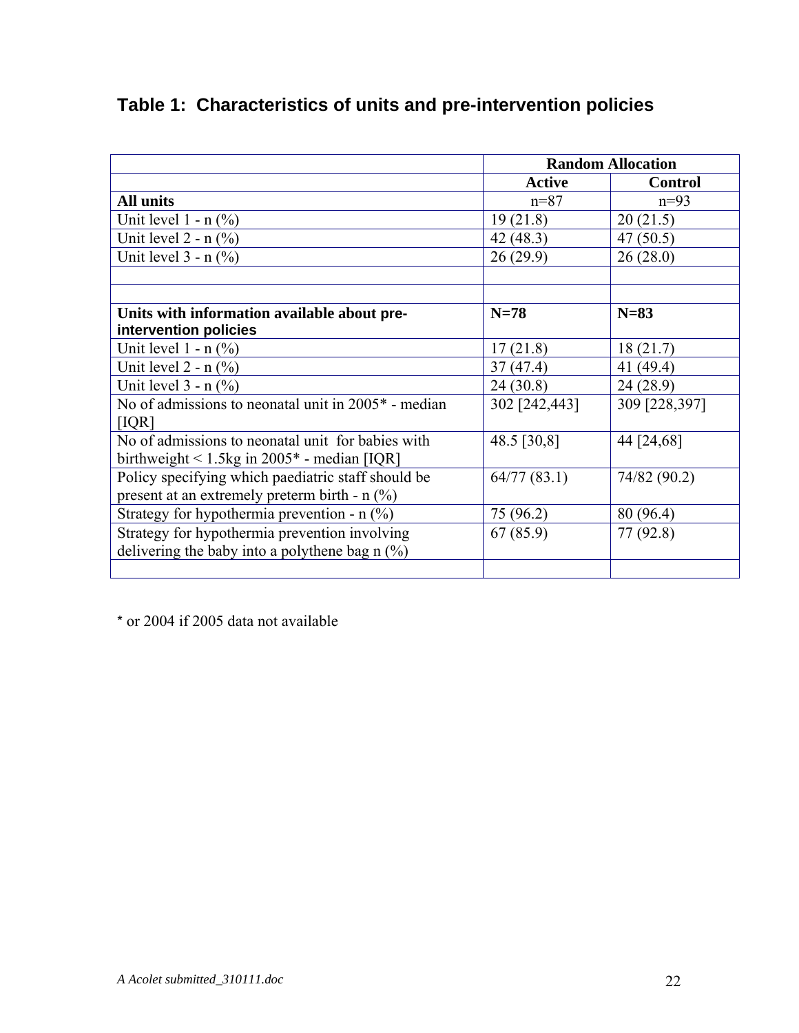## Table 1: Characteristics of units and pre-intervention policies

| | Random Allocation | |
|---|---|---|
| | **Active** | **Control** |
| **All units** | n=87 | n=93 |
| Unit level 1 - n (%) | 19 (21.8) | 20 (21.5) |
| Unit level 2 - n (%) | 42 (48.3) | 47 (50.5) |
| Unit level 3 - n (%) | 26 (29.9) | 26 (28.0) |
| | | |
| | | |
| **Units with information available about pre-intervention policies** | **N=78** | **N=83** |
| Unit level 1 - n (%) | 17 (21.8) | 18 (21.7) |
| Unit level 2 - n (%) | 37 (47.4) | 41 (49.4) |
| Unit level 3 - n (%) | 24 (30.8) | 24 (28.9) |
| No of admissions to neonatal unit in 2005* - median [IQR] | 302 [242,443] | 309 [228,397] |
| No of admissions to neonatal unit for babies with birthweight < 1.5kg in 2005* - median [IQR] | 48.5 [30,8] | 44 [24,68] |
| Policy specifying which paediatric staff should be present at an extremely preterm birth - n (%) | 64/77 (83.1) | 74/82 (90.2) |
| Strategy for hypothermia prevention - n (%) | 75 (96.2) | 80 (96.4) |
| Strategy for hypothermia prevention involving delivering the baby into a polythene bag n (%) | 67 (85.9) | 77 (92.8) |
| | | |

* or 2004 if 2005 data not available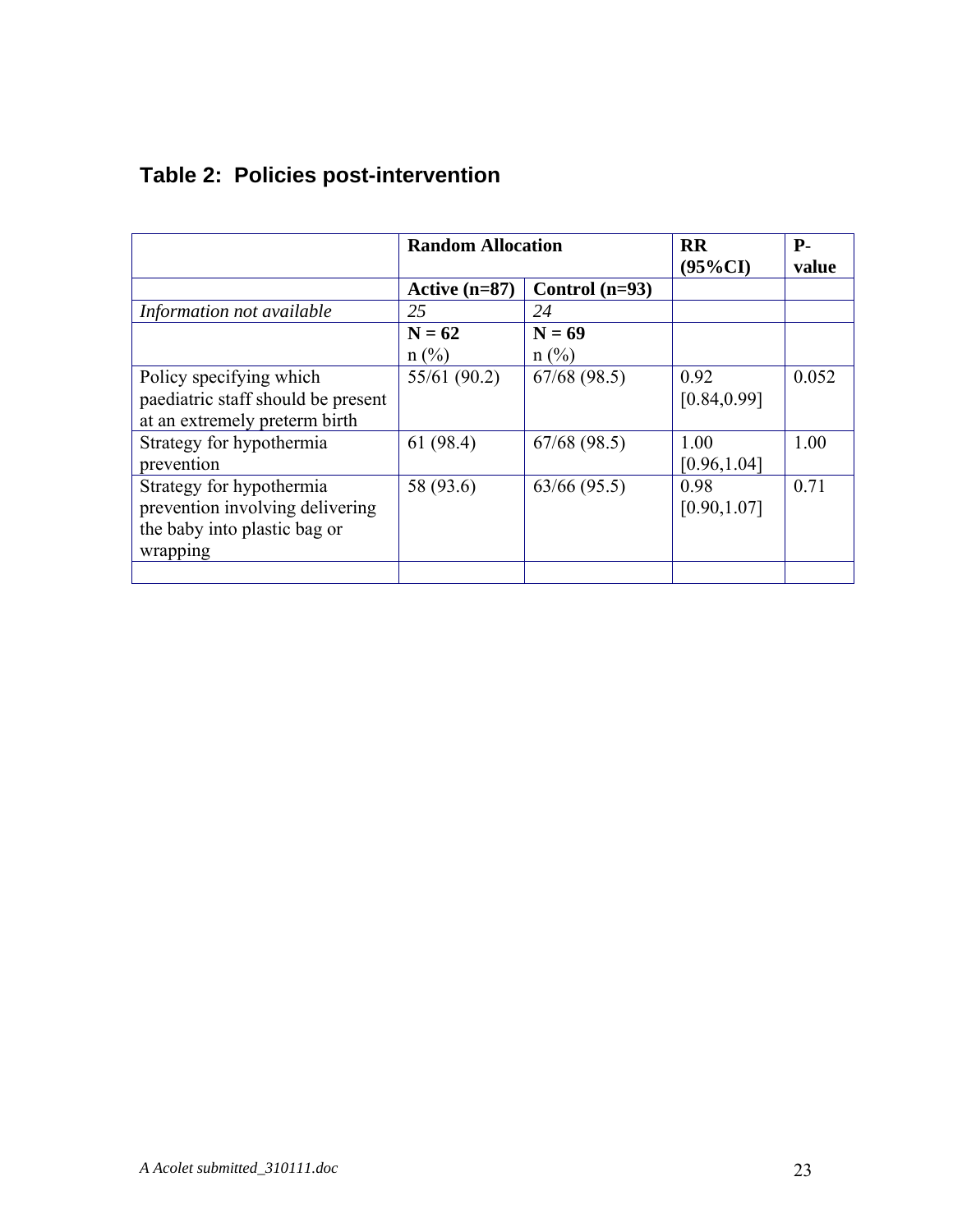## Table 2: Policies post-intervention

| | Random Allocation | | RR (95%CI) | P-value |
|---|---|---|---|---|
| | **Active (n=87)** | **Control (n=93)** | | |
| *Information not available* | *25* | *24* | | |
| | **N = 62** n (%) | **N = 69** n (%) | | |
| Policy specifying which paediatric staff should be present at an extremely preterm birth | 55/61 (90.2) | 67/68 (98.5) | 0.92 [0.84,0.99] | 0.052 |
| Strategy for hypothermia prevention | 61 (98.4) | 67/68 (98.5) | 1.00 [0.96,1.04] | 1.00 |
| Strategy for hypothermia prevention involving delivering the baby into plastic bag or wrapping | 58 (93.6) | 63/66 (95.5) | 0.98 [0.90,1.07] | 0.71 |
| | | | | |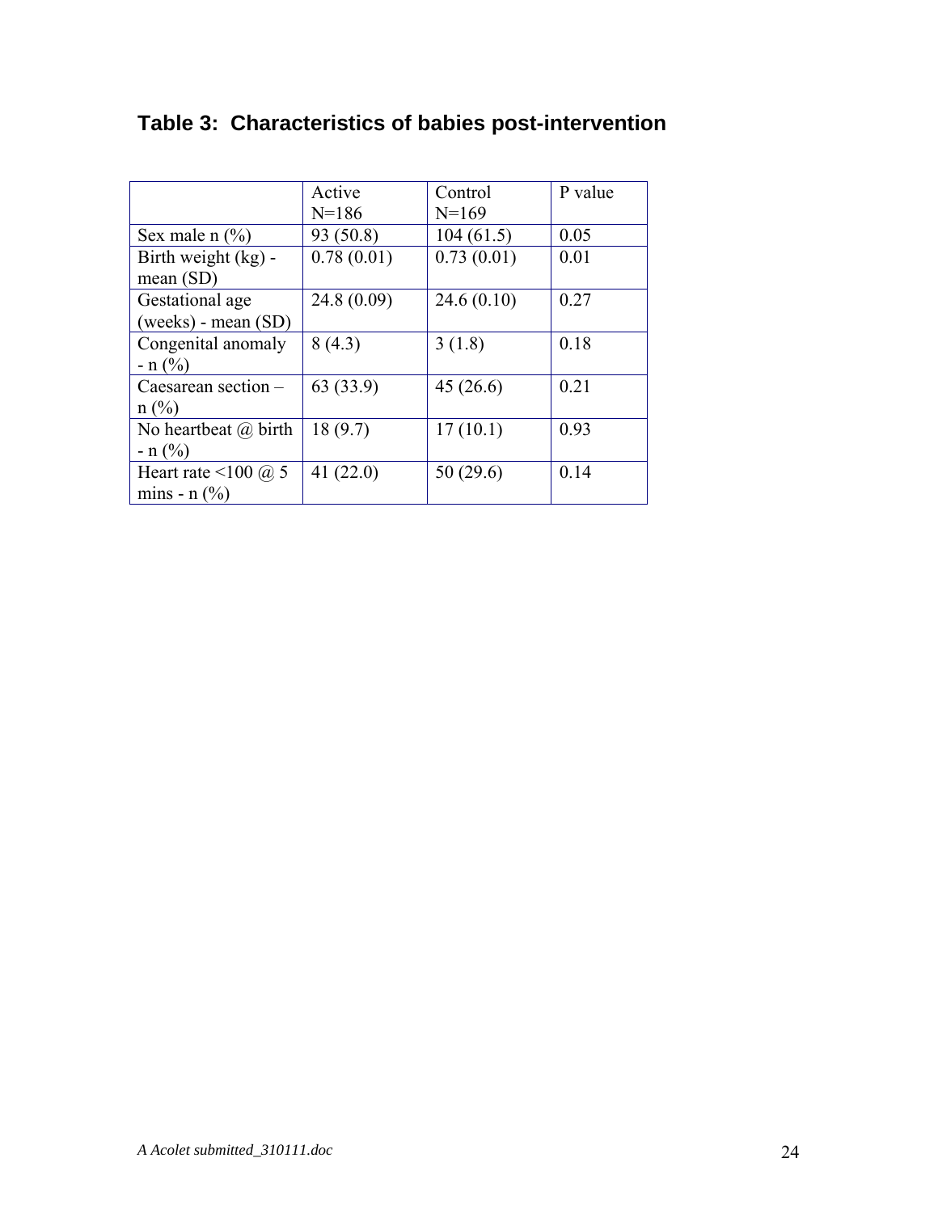## Table 3: Characteristics of babies post-intervention

| | Active N=186 | Control N=169 | P value |
|---|---|---|---|
| Sex male n (%) | 93 (50.8) | 104 (61.5) | 0.05 |
| Birth weight (kg) - mean (SD) | 0.78 (0.01) | 0.73 (0.01) | 0.01 |
| Gestational age (weeks) - mean (SD) | 24.8 (0.09) | 24.6 (0.10) | 0.27 |
| Congenital anomaly - n (%) | 8 (4.3) | 3 (1.8) | 0.18 |
| Caesarean section – n (%) | 63 (33.9) | 45 (26.6) | 0.21 |
| No heartbeat @ birth - n (%) | 18 (9.7) | 17 (10.1) | 0.93 |
| Heart rate <100 @ 5 mins - n (%) | 41 (22.0) | 50 (29.6) | 0.14 |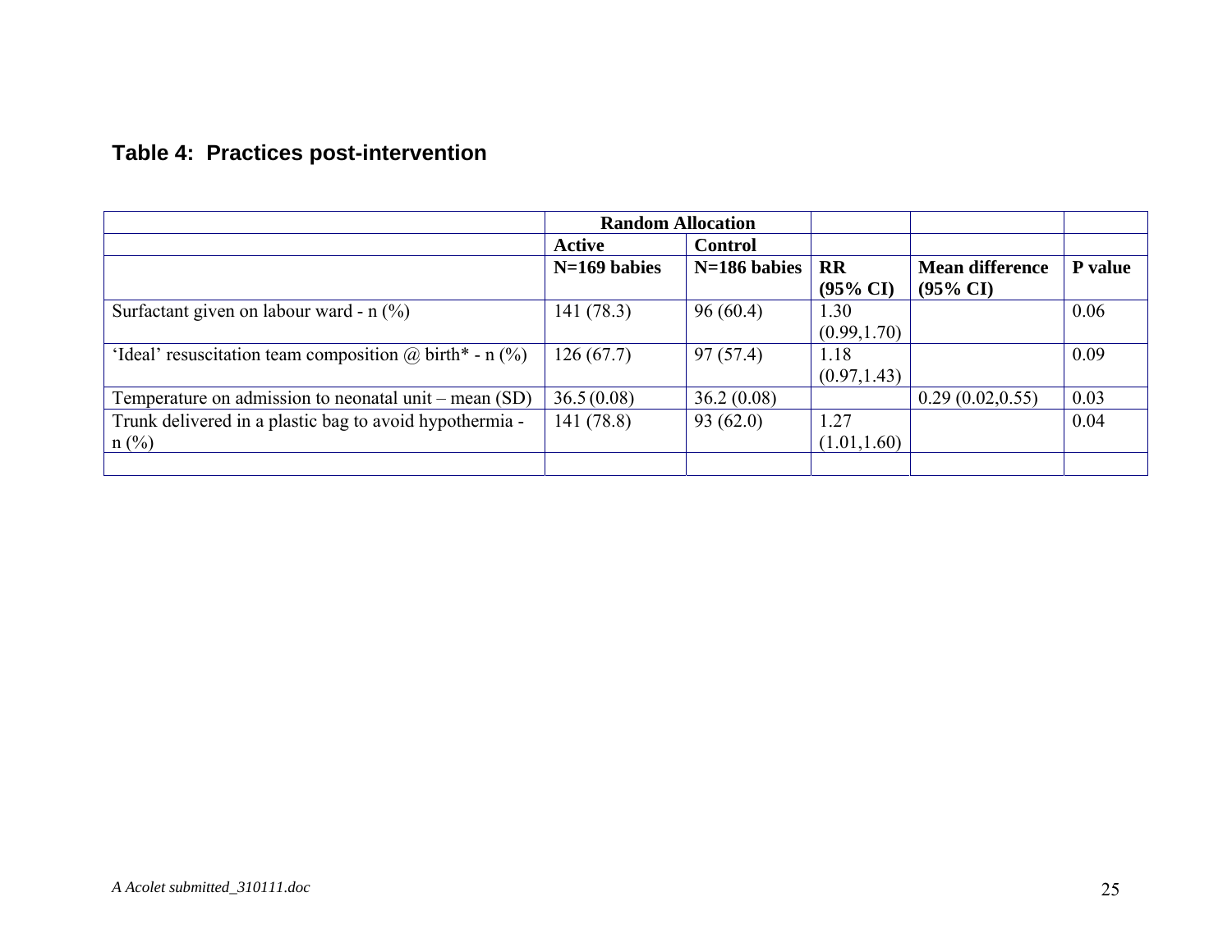**Table 4: Practices post-intervention**

| | Random Allocation | | | | |
|---|---|---|---|---|---|
| | Active | Control | | | |
| | N=169 babies | N=186 babies | RR (95% CI) | Mean difference (95% CI) | P value |
| Surfactant given on labour ward - n (%) | 141 (78.3) | 96 (60.4) | 1.30 (0.99,1.70) | | 0.06 |
| 'Ideal' resuscitation team composition @ birth* - n (%) | 126 (67.7) | 97 (57.4) | 1.18 (0.97,1.43) | | 0.09 |
| Temperature on admission to neonatal unit – mean (SD) | 36.5 (0.08) | 36.2 (0.08) | | 0.29 (0.02,0.55) | 0.03 |
| Trunk delivered in a plastic bag to avoid hypothermia - n (%) | 141 (78.8) | 93 (62.0) | 1.27 (1.01,1.60) | | 0.04 |
| | | | | | |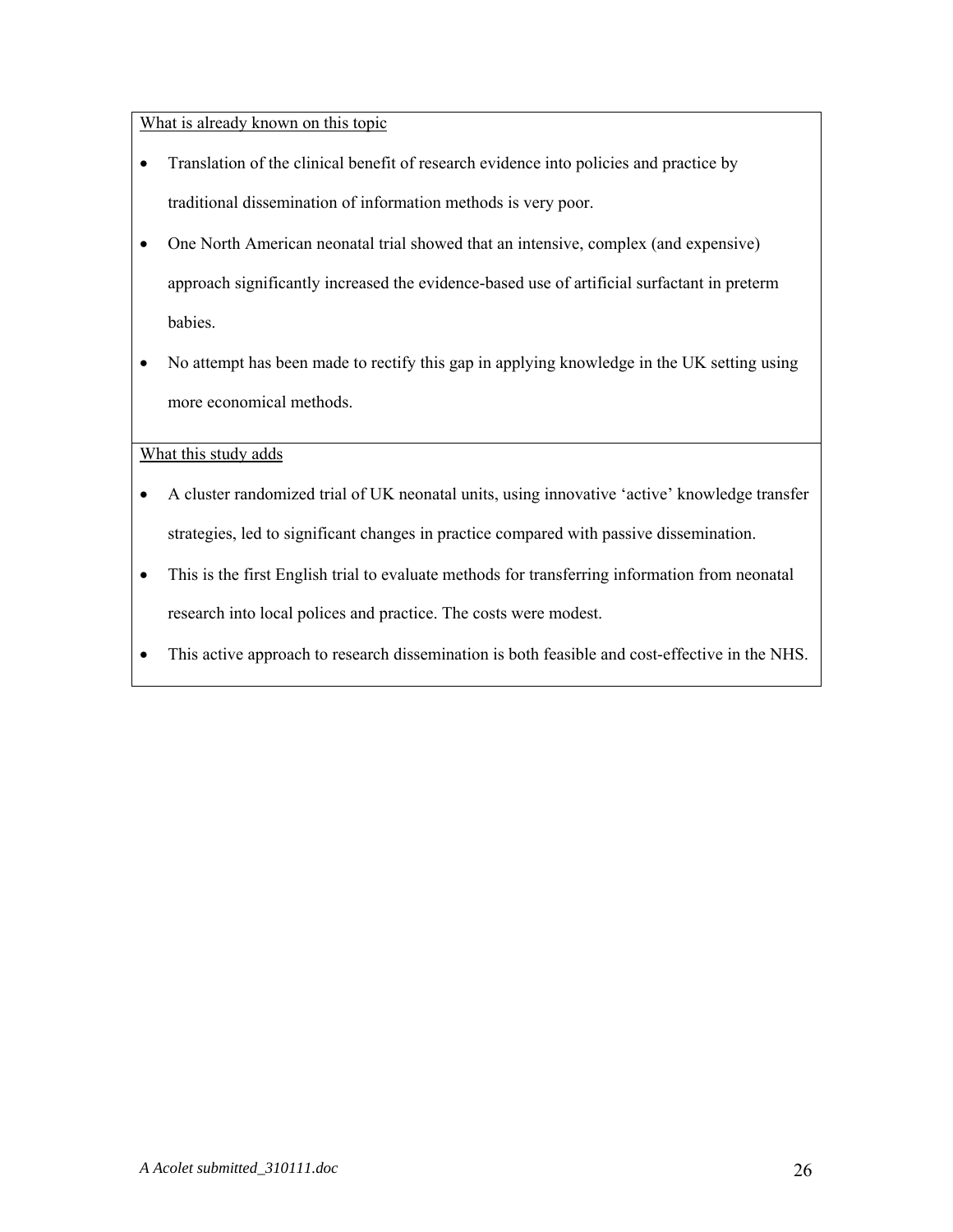What is already known on this topic

- Translation of the clinical benefit of research evidence into policies and practice by traditional dissemination of information methods is very poor.
- One North American neonatal trial showed that an intensive, complex (and expensive) approach significantly increased the evidence-based use of artificial surfactant in preterm babies.
- No attempt has been made to rectify this gap in applying knowledge in the UK setting using more economical methods.

What this study adds

- A cluster randomized trial of UK neonatal units, using innovative 'active' knowledge transfer strategies, led to significant changes in practice compared with passive dissemination.
- This is the first English trial to evaluate methods for transferring information from neonatal research into local polices and practice. The costs were modest.
- This active approach to research dissemination is both feasible and cost-effective in the NHS.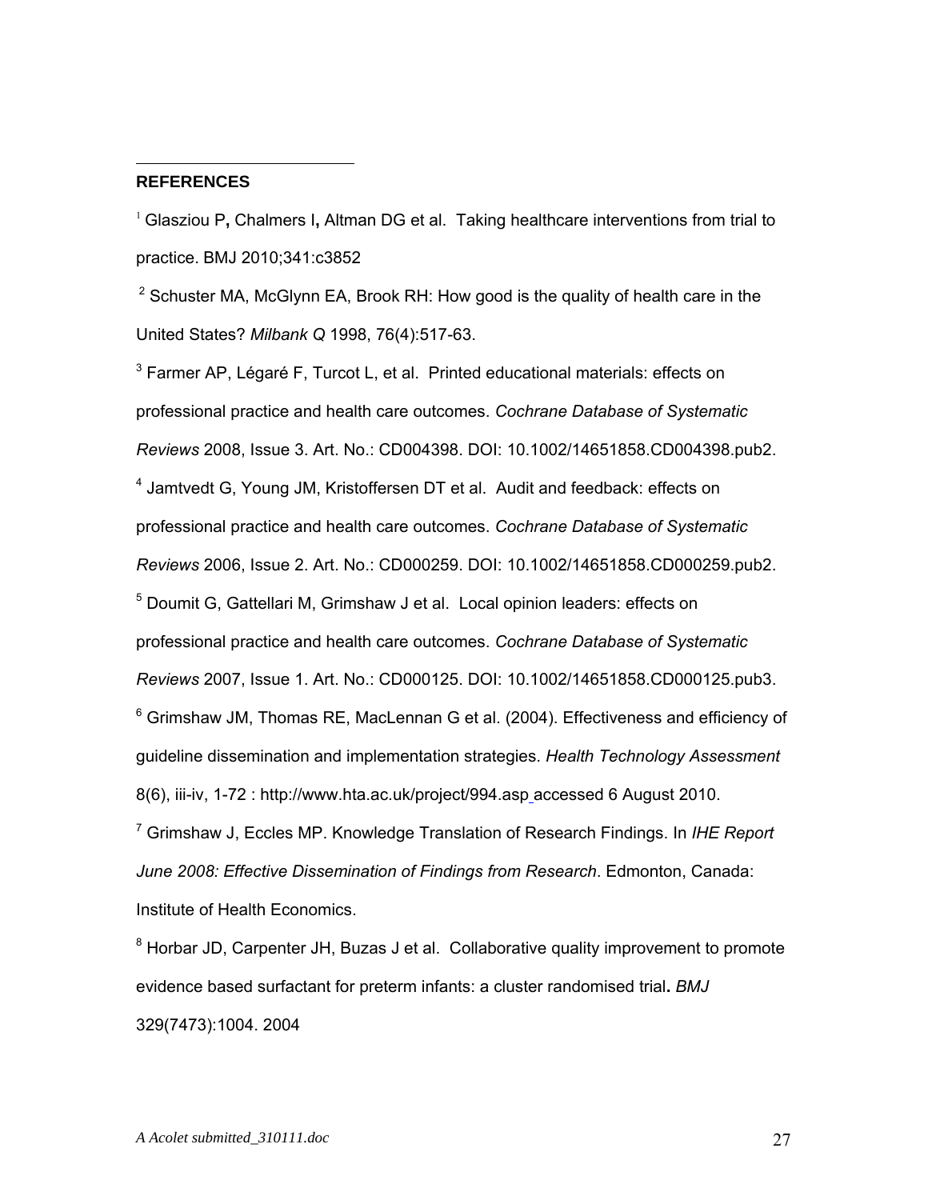## REFERENCES

[1] Glasziou P, Chalmers I, Altman DG et al. Taking healthcare interventions from trial to practice. BMJ 2010;341:c3852

[2] Schuster MA, McGlynn EA, Brook RH: How good is the quality of health care in the United States? *Milbank Q* 1998, 76(4):517-63.

[3] Farmer AP, Légaré F, Turcot L, et al. Printed educational materials: effects on professional practice and health care outcomes. *Cochrane Database of Systematic Reviews* 2008, Issue 3. Art. No.: CD004398. DOI: 10.1002/14651858.CD004398.pub2.

[4] Jamtvedt G, Young JM, Kristoffersen DT et al. Audit and feedback: effects on professional practice and health care outcomes. *Cochrane Database of Systematic Reviews* 2006, Issue 2. Art. No.: CD000259. DOI: 10.1002/14651858.CD000259.pub2.

[5] Doumit G, Gattellari M, Grimshaw J et al. Local opinion leaders: effects on professional practice and health care outcomes. *Cochrane Database of Systematic Reviews* 2007, Issue 1. Art. No.: CD000125. DOI: 10.1002/14651858.CD000125.pub3.

[6] Grimshaw JM, Thomas RE, MacLennan G et al. (2004). Effectiveness and efficiency of guideline dissemination and implementation strategies. *Health Technology Assessment* 8(6), iii-iv, 1-72 : http://www.hta.ac.uk/project/994.asp accessed 6 August 2010.

[7] Grimshaw J, Eccles MP. Knowledge Translation of Research Findings. In *IHE Report June 2008: Effective Dissemination of Findings from Research*. Edmonton, Canada: Institute of Health Economics.

[8] Horbar JD, Carpenter JH, Buzas J et al. Collaborative quality improvement to promote evidence based surfactant for preterm infants: a cluster randomised trial. *BMJ* 329(7473):1004. 2004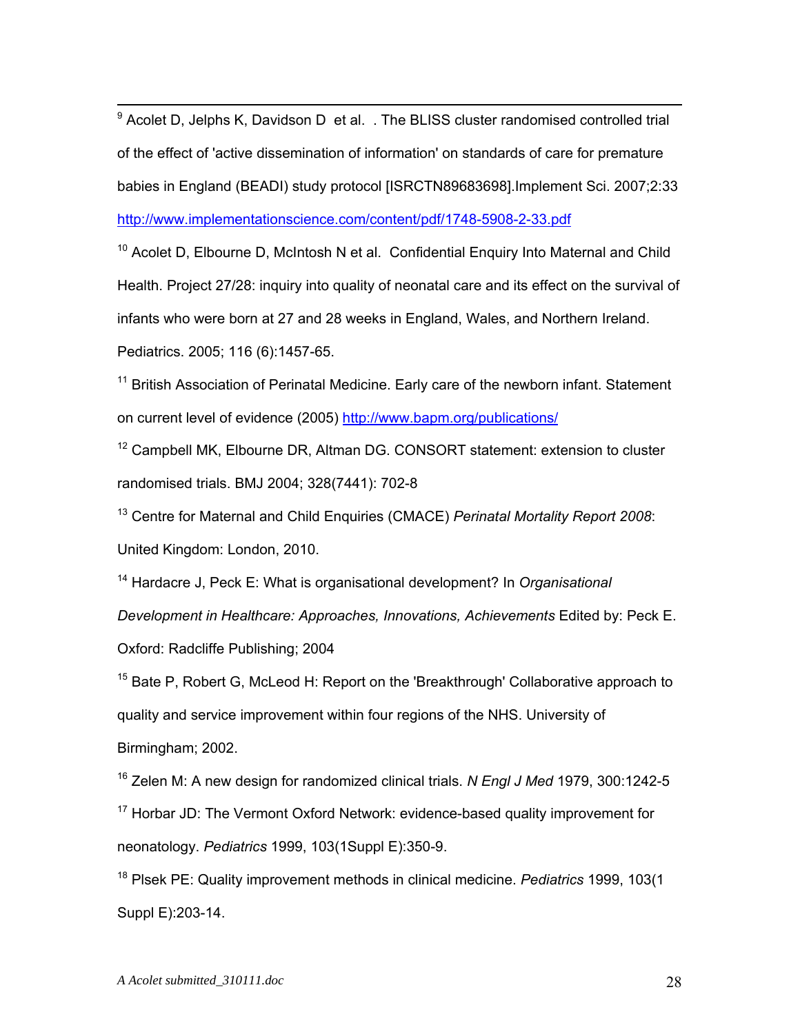[9] Acolet D, Jelphs K, Davidson D et al. . The BLISS cluster randomised controlled trial of the effect of 'active dissemination of information' on standards of care for premature babies in England (BEADI) study protocol [ISRCTN89683698].Implement Sci. 2007;2:33 http://www.implementationscience.com/content/pdf/1748-5908-2-33.pdf

[10] Acolet D, Elbourne D, McIntosh N et al. Confidential Enquiry Into Maternal and Child Health. Project 27/28: inquiry into quality of neonatal care and its effect on the survival of infants who were born at 27 and 28 weeks in England, Wales, and Northern Ireland. Pediatrics. 2005; 116 (6):1457-65.

[11] British Association of Perinatal Medicine. Early care of the newborn infant. Statement on current level of evidence (2005) http://www.bapm.org/publications/

[12] Campbell MK, Elbourne DR, Altman DG. CONSORT statement: extension to cluster randomised trials. BMJ 2004; 328(7441): 702-8

[13] Centre for Maternal and Child Enquiries (CMACE) *Perinatal Mortality Report 2008*: United Kingdom: London, 2010.

[14] Hardacre J, Peck E: What is organisational development? In *Organisational Development in Healthcare: Approaches, Innovations, Achievements* Edited by: Peck E. Oxford: Radcliffe Publishing; 2004

[15] Bate P, Robert G, McLeod H: Report on the 'Breakthrough' Collaborative approach to quality and service improvement within four regions of the NHS. University of Birmingham; 2002.

[16] Zelen M: A new design for randomized clinical trials. *N Engl J Med* 1979, 300:1242-5

[17] Horbar JD: The Vermont Oxford Network: evidence-based quality improvement for neonatology. *Pediatrics* 1999, 103(1Suppl E):350-9.

[18] Plsek PE: Quality improvement methods in clinical medicine. *Pediatrics* 1999, 103(1 Suppl E):203-14.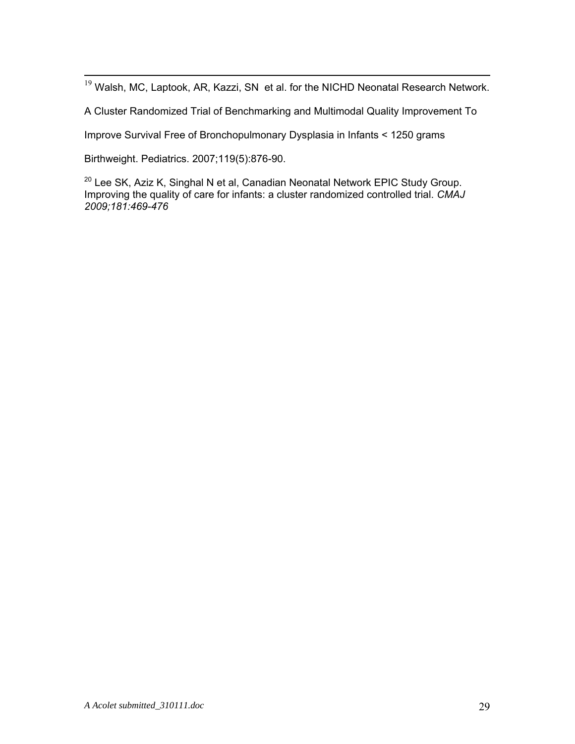[19] Walsh, MC, Laptook, AR, Kazzi, SN et al. for the NICHD Neonatal Research Network. A Cluster Randomized Trial of Benchmarking and Multimodal Quality Improvement To Improve Survival Free of Bronchopulmonary Dysplasia in Infants < 1250 grams Birthweight. Pediatrics. 2007;119(5):876-90.

[20] Lee SK, Aziz K, Singhal N et al, Canadian Neonatal Network EPIC Study Group. Improving the quality of care for infants: a cluster randomized controlled trial. *CMAJ 2009;181:469-476*